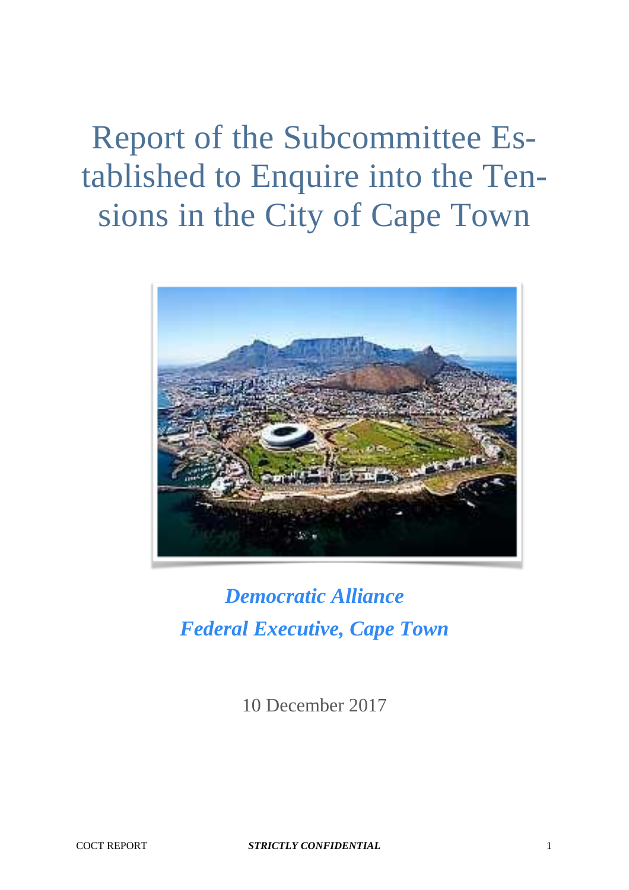# Report of the Subcommittee Established to Enquire into the Tensions in the City of Cape Town

***Democratic Alliance***

***Federal Executive, Cape Town***

10 December 2017

COCT REPORT ***STRICTLY CONFIDENTIAL***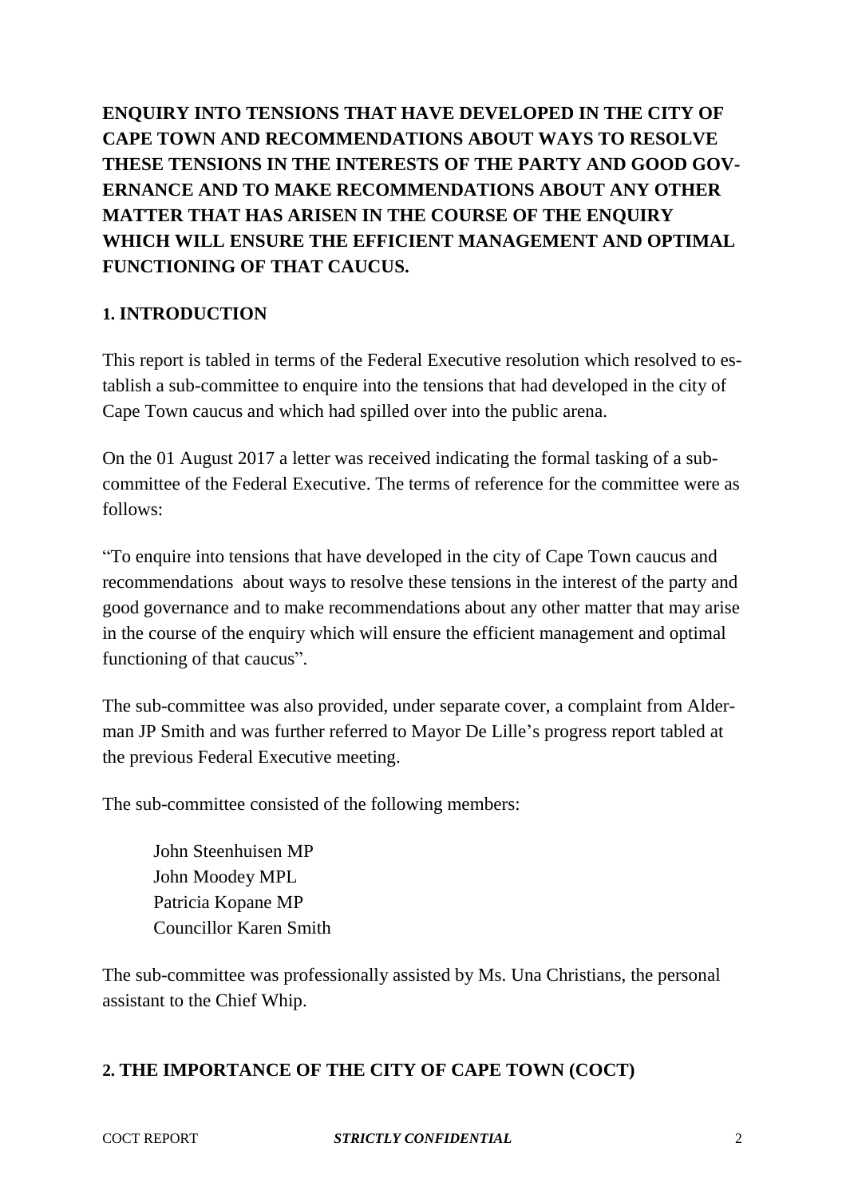**ENQUIRY INTO TENSIONS THAT HAVE DEVELOPED IN THE CITY OF CAPE TOWN AND RECOMMENDATIONS ABOUT WAYS TO RESOLVE THESE TENSIONS IN THE INTERESTS OF THE PARTY AND GOOD GOVERNANCE AND TO MAKE RECOMMENDATIONS ABOUT ANY OTHER MATTER THAT HAS ARISEN IN THE COURSE OF THE ENQUIRY WHICH WILL ENSURE THE EFFICIENT MANAGEMENT AND OPTIMAL FUNCTIONING OF THAT CAUCUS.**

## 1. INTRODUCTION

This report is tabled in terms of the Federal Executive resolution which resolved to establish a sub-committee to enquire into the tensions that had developed in the city of Cape Town caucus and which had spilled over into the public arena.

On the 01 August 2017 a letter was received indicating the formal tasking of a sub-committee of the Federal Executive. The terms of reference for the committee were as follows:

"To enquire into tensions that have developed in the city of Cape Town caucus and recommendations about ways to resolve these tensions in the interest of the party and good governance and to make recommendations about any other matter that may arise in the course of the enquiry which will ensure the efficient management and optimal functioning of that caucus".

The sub-committee was also provided, under separate cover, a complaint from Alderman JP Smith and was further referred to Mayor De Lille's progress report tabled at the previous Federal Executive meeting.

The sub-committee consisted of the following members:

John Steenhuisen MP
John Moodey MPL
Patricia Kopane MP
Councillor Karen Smith

The sub-committee was professionally assisted by Ms. Una Christians, the personal assistant to the Chief Whip.

## 2. THE IMPORTANCE OF THE CITY OF CAPE TOWN (COCT)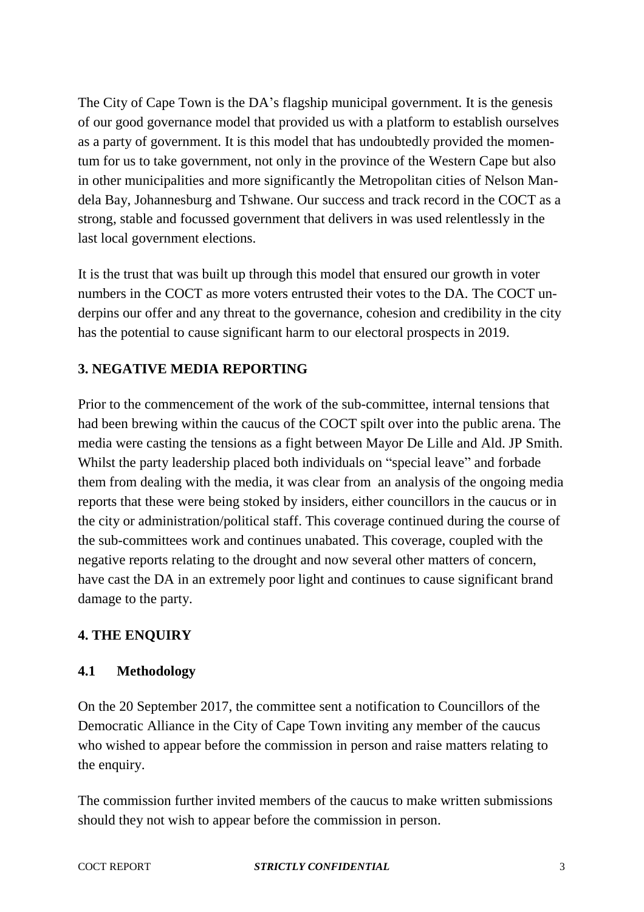The City of Cape Town is the DA's flagship municipal government. It is the genesis of our good governance model that provided us with a platform to establish ourselves as a party of government. It is this model that has undoubtedly provided the momentum for us to take government, not only in the province of the Western Cape but also in other municipalities and more significantly the Metropolitan cities of Nelson Mandela Bay, Johannesburg and Tshwane. Our success and track record in the COCT as a strong, stable and focussed government that delivers in was used relentlessly in the last local government elections.

It is the trust that was built up through this model that ensured our growth in voter numbers in the COCT as more voters entrusted their votes to the DA. The COCT underpins our offer and any threat to the governance, cohesion and credibility in the city has the potential to cause significant harm to our electoral prospects in 2019.

## 3. NEGATIVE MEDIA REPORTING

Prior to the commencement of the work of the sub-committee, internal tensions that had been brewing within the caucus of the COCT spilt over into the public arena. The media were casting the tensions as a fight between Mayor De Lille and Ald. JP Smith. Whilst the party leadership placed both individuals on "special leave" and forbade them from dealing with the media, it was clear from an analysis of the ongoing media reports that these were being stoked by insiders, either councillors in the caucus or in the city or administration/political staff. This coverage continued during the course of the sub-committees work and continues unabated. This coverage, coupled with the negative reports relating to the drought and now several other matters of concern, have cast the DA in an extremely poor light and continues to cause significant brand damage to the party.

## 4. THE ENQUIRY

### 4.1 Methodology

On the 20 September 2017, the committee sent a notification to Councillors of the Democratic Alliance in the City of Cape Town inviting any member of the caucus who wished to appear before the commission in person and raise matters relating to the enquiry.

The commission further invited members of the caucus to make written submissions should they not wish to appear before the commission in person.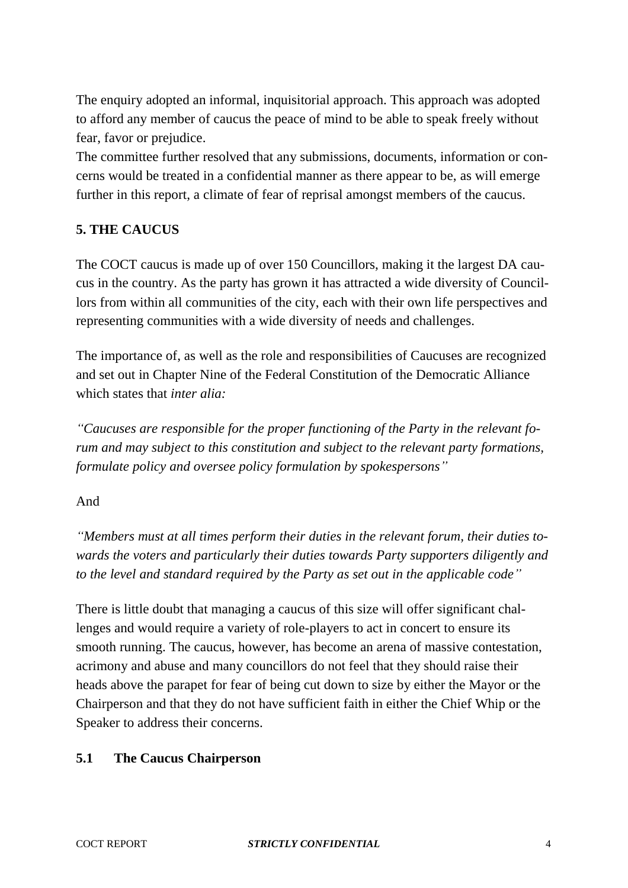The enquiry adopted an informal, inquisitorial approach. This approach was adopted to afford any member of caucus the peace of mind to be able to speak freely without fear, favor or prejudice.

The committee further resolved that any submissions, documents, information or concerns would be treated in a confidential manner as there appear to be, as will emerge further in this report, a climate of fear of reprisal amongst members of the caucus.

## 5. THE CAUCUS

The COCT caucus is made up of over 150 Councillors, making it the largest DA caucus in the country. As the party has grown it has attracted a wide diversity of Councillors from within all communities of the city, each with their own life perspectives and representing communities with a wide diversity of needs and challenges.

The importance of, as well as the role and responsibilities of Caucuses are recognized and set out in Chapter Nine of the Federal Constitution of the Democratic Alliance which states that *inter alia:*

*"Caucuses are responsible for the proper functioning of the Party in the relevant forum and may subject to this constitution and subject to the relevant party formations, formulate policy and oversee policy formulation by spokespersons"*

And

*"Members must at all times perform their duties in the relevant forum, their duties towards the voters and particularly their duties towards Party supporters diligently and to the level and standard required by the Party as set out in the applicable code"*

There is little doubt that managing a caucus of this size will offer significant challenges and would require a variety of role-players to act in concert to ensure its smooth running. The caucus, however, has become an arena of massive contestation, acrimony and abuse and many councillors do not feel that they should raise their heads above the parapet for fear of being cut down to size by either the Mayor or the Chairperson and that they do not have sufficient faith in either the Chief Whip or the Speaker to address their concerns.

### 5.1 The Caucus Chairperson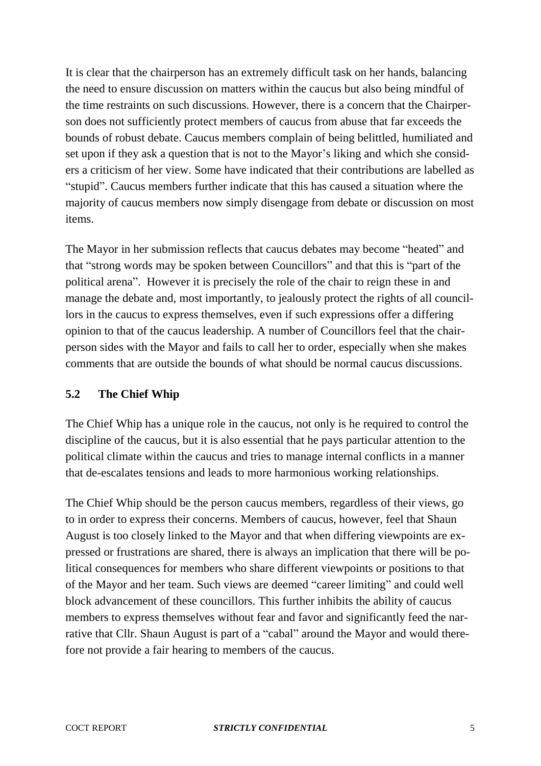It is clear that the chairperson has an extremely difficult task on her hands, balancing the need to ensure discussion on matters within the caucus but also being mindful of the time restraints on such discussions. However, there is a concern that the Chairperson does not sufficiently protect members of caucus from abuse that far exceeds the bounds of robust debate. Caucus members complain of being belittled, humiliated and set upon if they ask a question that is not to the Mayor's liking and which she considers a criticism of her view. Some have indicated that their contributions are labelled as "stupid". Caucus members further indicate that this has caused a situation where the majority of caucus members now simply disengage from debate or discussion on most items.

The Mayor in her submission reflects that caucus debates may become "heated" and that "strong words may be spoken between Councillors" and that this is "part of the political arena". However it is precisely the role of the chair to reign these in and manage the debate and, most importantly, to jealously protect the rights of all councillors in the caucus to express themselves, even if such expressions offer a differing opinion to that of the caucus leadership. A number of Councillors feel that the chairperson sides with the Mayor and fails to call her to order, especially when she makes comments that are outside the bounds of what should be normal caucus discussions.

### 5.2 The Chief Whip

The Chief Whip has a unique role in the caucus, not only is he required to control the discipline of the caucus, but it is also essential that he pays particular attention to the political climate within the caucus and tries to manage internal conflicts in a manner that de-escalates tensions and leads to more harmonious working relationships.

The Chief Whip should be the person caucus members, regardless of their views, go to in order to express their concerns. Members of caucus, however, feel that Shaun August is too closely linked to the Mayor and that when differing viewpoints are expressed or frustrations are shared, there is always an implication that there will be political consequences for members who share different viewpoints or positions to that of the Mayor and her team. Such views are deemed "career limiting" and could well block advancement of these councillors. This further inhibits the ability of caucus members to express themselves without fear and favor and significantly feed the narrative that Cllr. Shaun August is part of a "cabal" around the Mayor and would therefore not provide a fair hearing to members of the caucus.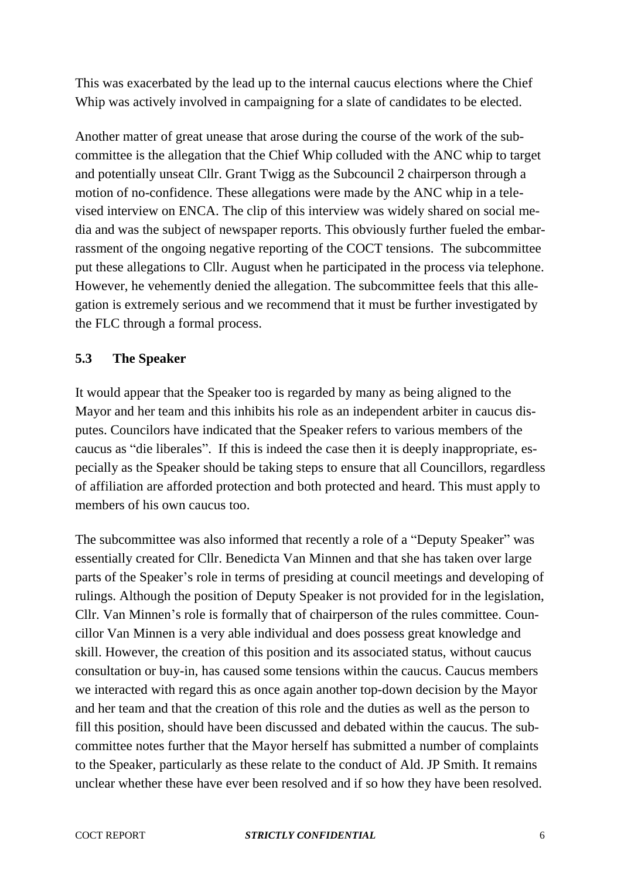This was exacerbated by the lead up to the internal caucus elections where the Chief Whip was actively involved in campaigning for a slate of candidates to be elected.

Another matter of great unease that arose during the course of the work of the sub-committee is the allegation that the Chief Whip colluded with the ANC whip to target and potentially unseat Cllr. Grant Twigg as the Subcouncil 2 chairperson through a motion of no-confidence. These allegations were made by the ANC whip in a televised interview on ENCA. The clip of this interview was widely shared on social media and was the subject of newspaper reports. This obviously further fueled the embarrassment of the ongoing negative reporting of the COCT tensions. The subcommittee put these allegations to Cllr. August when he participated in the process via telephone. However, he vehemently denied the allegation. The subcommittee feels that this allegation is extremely serious and we recommend that it must be further investigated by the FLC through a formal process.

### 5.3 The Speaker

It would appear that the Speaker too is regarded by many as being aligned to the Mayor and her team and this inhibits his role as an independent arbiter in caucus disputes. Councilors have indicated that the Speaker refers to various members of the caucus as "die liberales". If this is indeed the case then it is deeply inappropriate, especially as the Speaker should be taking steps to ensure that all Councillors, regardless of affiliation are afforded protection and both protected and heard. This must apply to members of his own caucus too.

The subcommittee was also informed that recently a role of a "Deputy Speaker" was essentially created for Cllr. Benedicta Van Minnen and that she has taken over large parts of the Speaker's role in terms of presiding at council meetings and developing of rulings. Although the position of Deputy Speaker is not provided for in the legislation, Cllr. Van Minnen's role is formally that of chairperson of the rules committee. Councillor Van Minnen is a very able individual and does possess great knowledge and skill. However, the creation of this position and its associated status, without caucus consultation or buy-in, has caused some tensions within the caucus. Caucus members we interacted with regard this as once again another top-down decision by the Mayor and her team and that the creation of this role and the duties as well as the person to fill this position, should have been discussed and debated within the caucus. The subcommittee notes further that the Mayor herself has submitted a number of complaints to the Speaker, particularly as these relate to the conduct of Ald. JP Smith. It remains unclear whether these have ever been resolved and if so how they have been resolved.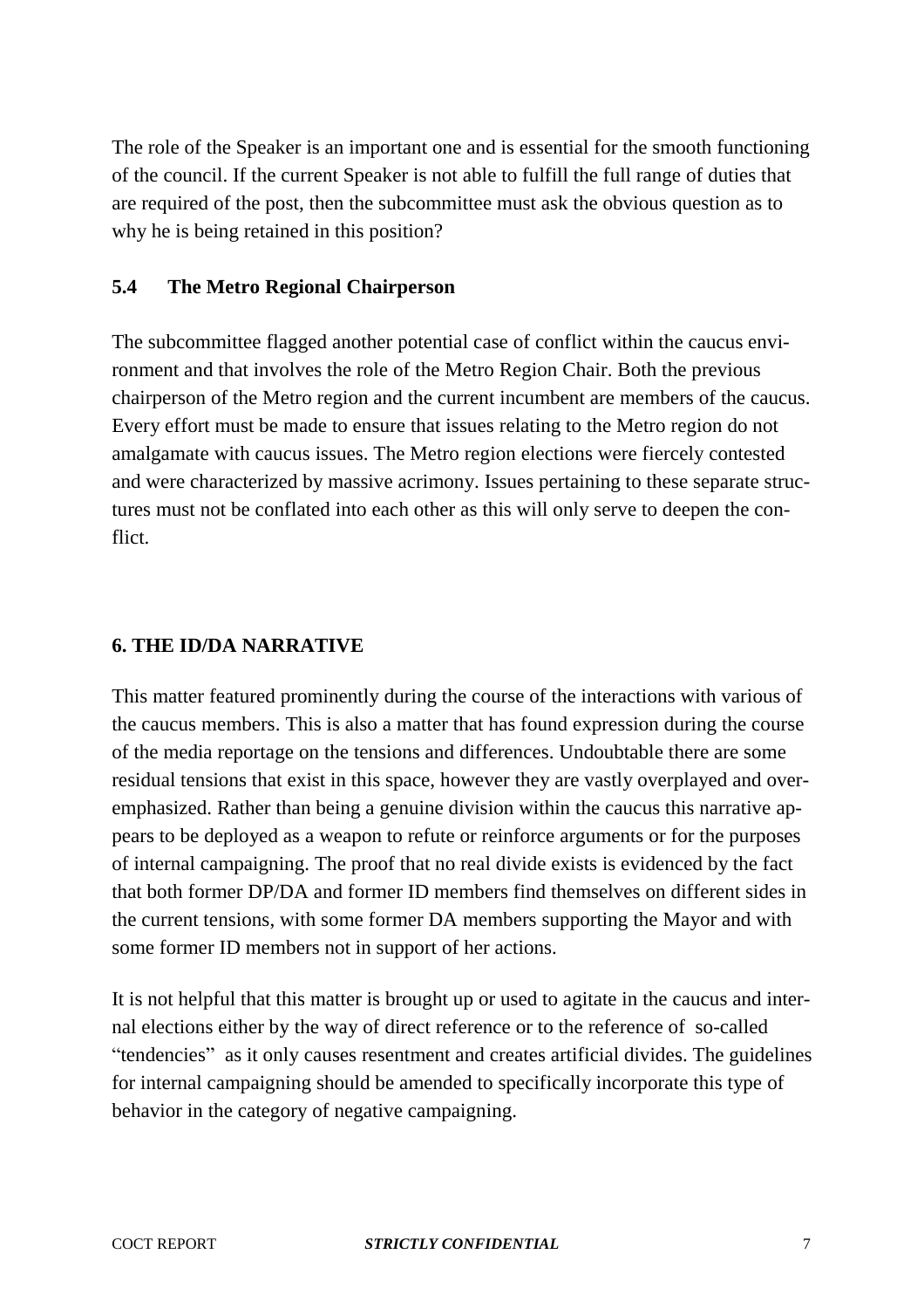The role of the Speaker is an important one and is essential for the smooth functioning of the council. If the current Speaker is not able to fulfill the full range of duties that are required of the post, then the subcommittee must ask the obvious question as to why he is being retained in this position?

### 5.4 The Metro Regional Chairperson

The subcommittee flagged another potential case of conflict within the caucus environment and that involves the role of the Metro Region Chair. Both the previous chairperson of the Metro region and the current incumbent are members of the caucus. Every effort must be made to ensure that issues relating to the Metro region do not amalgamate with caucus issues. The Metro region elections were fiercely contested and were characterized by massive acrimony. Issues pertaining to these separate structures must not be conflated into each other as this will only serve to deepen the conflict.

## 6. THE ID/DA NARRATIVE

This matter featured prominently during the course of the interactions with various of the caucus members. This is also a matter that has found expression during the course of the media reportage on the tensions and differences. Undoubtable there are some residual tensions that exist in this space, however they are vastly overplayed and overemphasized. Rather than being a genuine division within the caucus this narrative appears to be deployed as a weapon to refute or reinforce arguments or for the purposes of internal campaigning. The proof that no real divide exists is evidenced by the fact that both former DP/DA and former ID members find themselves on different sides in the current tensions, with some former DA members supporting the Mayor and with some former ID members not in support of her actions.

It is not helpful that this matter is brought up or used to agitate in the caucus and internal elections either by the way of direct reference or to the reference of so-called "tendencies" as it only causes resentment and creates artificial divides. The guidelines for internal campaigning should be amended to specifically incorporate this type of behavior in the category of negative campaigning.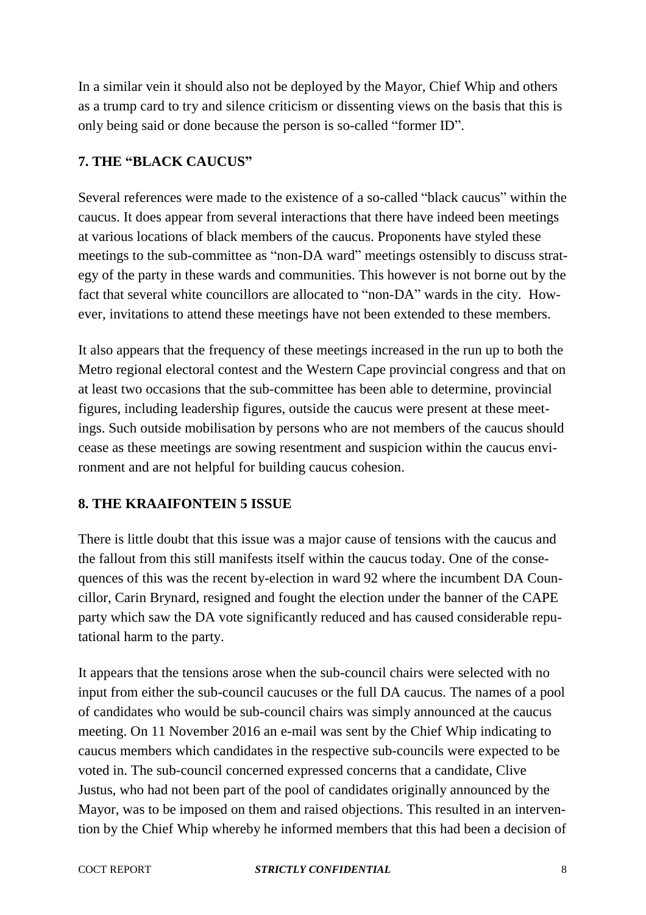In a similar vein it should also not be deployed by the Mayor, Chief Whip and others as a trump card to try and silence criticism or dissenting views on the basis that this is only being said or done because the person is so-called "former ID".

## 7. THE "BLACK CAUCUS"

Several references were made to the existence of a so-called "black caucus" within the caucus. It does appear from several interactions that there have indeed been meetings at various locations of black members of the caucus. Proponents have styled these meetings to the sub-committee as "non-DA ward" meetings ostensibly to discuss strategy of the party in these wards and communities. This however is not borne out by the fact that several white councillors are allocated to "non-DA" wards in the city. However, invitations to attend these meetings have not been extended to these members.

It also appears that the frequency of these meetings increased in the run up to both the Metro regional electoral contest and the Western Cape provincial congress and that on at least two occasions that the sub-committee has been able to determine, provincial figures, including leadership figures, outside the caucus were present at these meetings. Such outside mobilisation by persons who are not members of the caucus should cease as these meetings are sowing resentment and suspicion within the caucus environment and are not helpful for building caucus cohesion.

## 8. THE KRAAIFONTEIN 5 ISSUE

There is little doubt that this issue was a major cause of tensions with the caucus and the fallout from this still manifests itself within the caucus today. One of the consequences of this was the recent by-election in ward 92 where the incumbent DA Councillor, Carin Brynard, resigned and fought the election under the banner of the CAPE party which saw the DA vote significantly reduced and has caused considerable reputational harm to the party.

It appears that the tensions arose when the sub-council chairs were selected with no input from either the sub-council caucuses or the full DA caucus. The names of a pool of candidates who would be sub-council chairs was simply announced at the caucus meeting. On 11 November 2016 an e-mail was sent by the Chief Whip indicating to caucus members which candidates in the respective sub-councils were expected to be voted in. The sub-council concerned expressed concerns that a candidate, Clive Justus, who had not been part of the pool of candidates originally announced by the Mayor, was to be imposed on them and raised objections. This resulted in an intervention by the Chief Whip whereby he informed members that this had been a decision of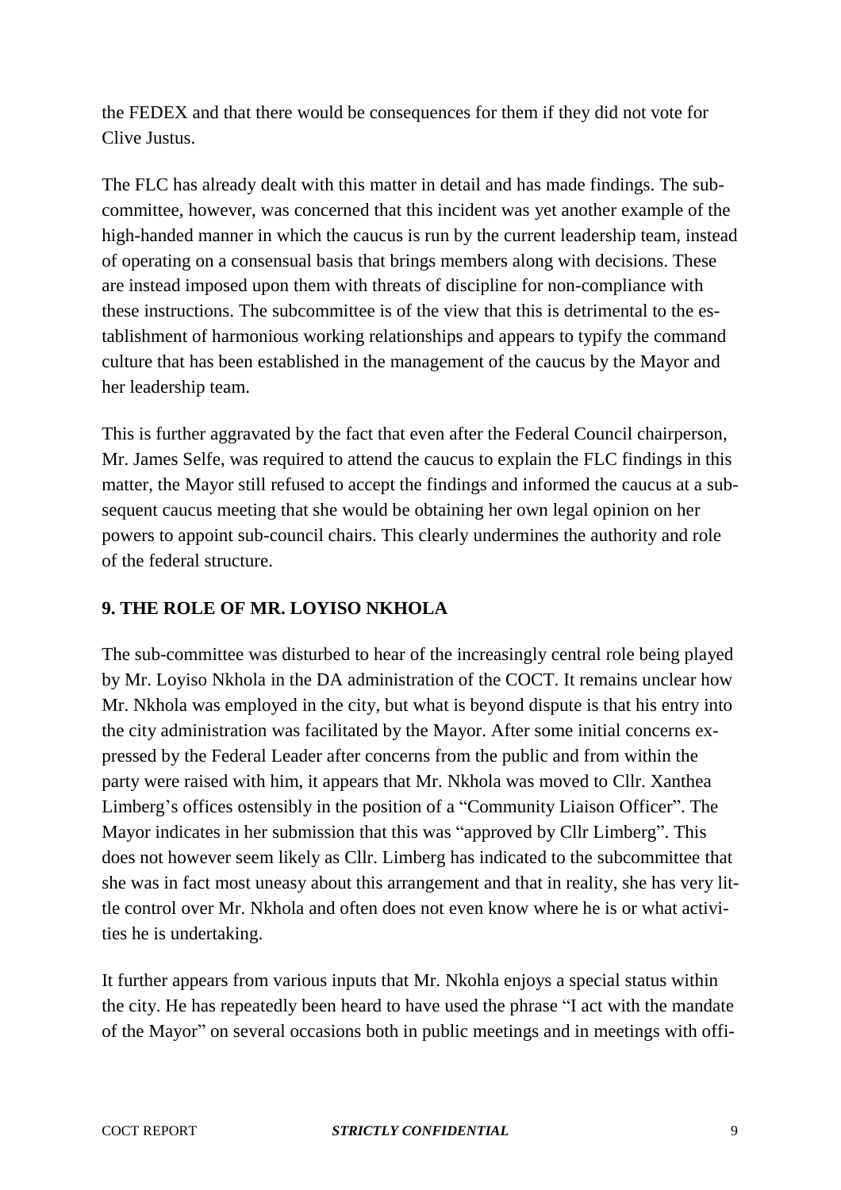the FEDEX and that there would be consequences for them if they did not vote for Clive Justus.

The FLC has already dealt with this matter in detail and has made findings. The subcommittee, however, was concerned that this incident was yet another example of the high-handed manner in which the caucus is run by the current leadership team, instead of operating on a consensual basis that brings members along with decisions. These are instead imposed upon them with threats of discipline for non-compliance with these instructions. The subcommittee is of the view that this is detrimental to the establishment of harmonious working relationships and appears to typify the command culture that has been established in the management of the caucus by the Mayor and her leadership team.

This is further aggravated by the fact that even after the Federal Council chairperson, Mr. James Selfe, was required to attend the caucus to explain the FLC findings in this matter, the Mayor still refused to accept the findings and informed the caucus at a subsequent caucus meeting that she would be obtaining her own legal opinion on her powers to appoint sub-council chairs. This clearly undermines the authority and role of the federal structure.

## 9. THE ROLE OF MR. LOYISO NKHOLA

The sub-committee was disturbed to hear of the increasingly central role being played by Mr. Loyiso Nkhola in the DA administration of the COCT. It remains unclear how Mr. Nkhola was employed in the city, but what is beyond dispute is that his entry into the city administration was facilitated by the Mayor. After some initial concerns expressed by the Federal Leader after concerns from the public and from within the party were raised with him, it appears that Mr. Nkhola was moved to Cllr. Xanthea Limberg's offices ostensibly in the position of a "Community Liaison Officer". The Mayor indicates in her submission that this was "approved by Cllr Limberg". This does not however seem likely as Cllr. Limberg has indicated to the subcommittee that she was in fact most uneasy about this arrangement and that in reality, she has very little control over Mr. Nkhola and often does not even know where he is or what activities he is undertaking.

It further appears from various inputs that Mr. Nkohla enjoys a special status within the city. He has repeatedly been heard to have used the phrase "I act with the mandate of the Mayor" on several occasions both in public meetings and in meetings with offi-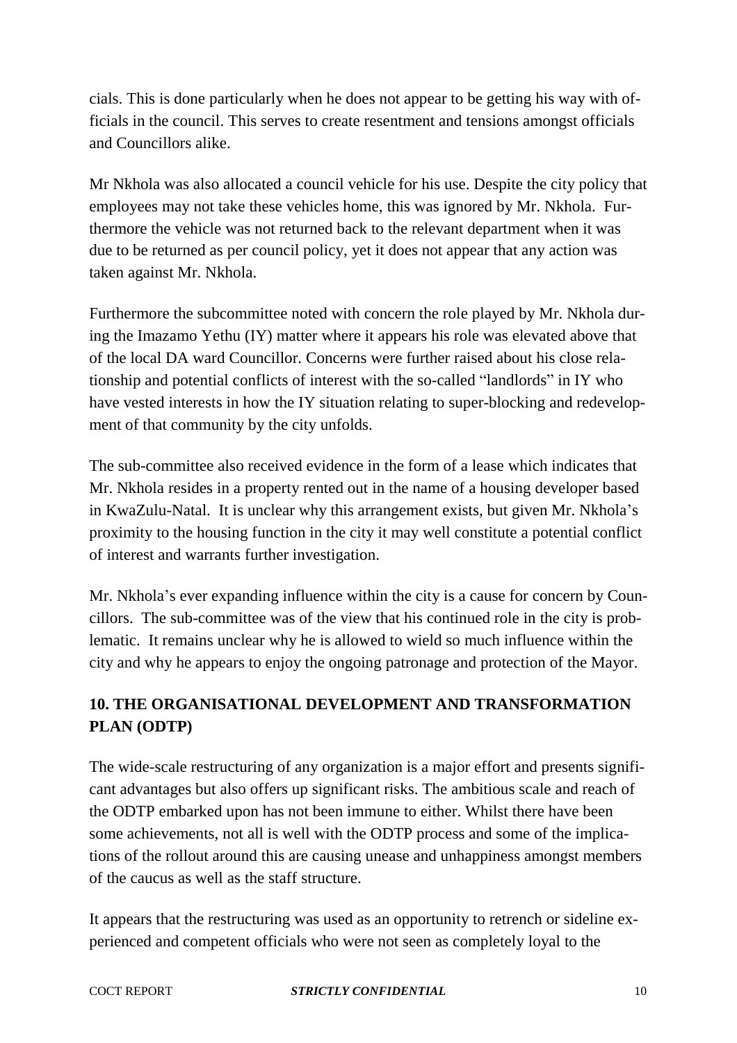cials. This is done particularly when he does not appear to be getting his way with officials in the council. This serves to create resentment and tensions amongst officials and Councillors alike.

Mr Nkhola was also allocated a council vehicle for his use. Despite the city policy that employees may not take these vehicles home, this was ignored by Mr. Nkhola. Furthermore the vehicle was not returned back to the relevant department when it was due to be returned as per council policy, yet it does not appear that any action was taken against Mr. Nkhola.

Furthermore the subcommittee noted with concern the role played by Mr. Nkhola during the Imazamo Yethu (IY) matter where it appears his role was elevated above that of the local DA ward Councillor. Concerns were further raised about his close relationship and potential conflicts of interest with the so-called "landlords" in IY who have vested interests in how the IY situation relating to super-blocking and redevelopment of that community by the city unfolds.

The sub-committee also received evidence in the form of a lease which indicates that Mr. Nkhola resides in a property rented out in the name of a housing developer based in KwaZulu-Natal. It is unclear why this arrangement exists, but given Mr. Nkhola's proximity to the housing function in the city it may well constitute a potential conflict of interest and warrants further investigation.

Mr. Nkhola's ever expanding influence within the city is a cause for concern by Councillors. The sub-committee was of the view that his continued role in the city is problematic. It remains unclear why he is allowed to wield so much influence within the city and why he appears to enjoy the ongoing patronage and protection of the Mayor.

## 10. THE ORGANISATIONAL DEVELOPMENT AND TRANSFORMATION PLAN (ODTP)

The wide-scale restructuring of any organization is a major effort and presents significant advantages but also offers up significant risks. The ambitious scale and reach of the ODTP embarked upon has not been immune to either. Whilst there have been some achievements, not all is well with the ODTP process and some of the implications of the rollout around this are causing unease and unhappiness amongst members of the caucus as well as the staff structure.

It appears that the restructuring was used as an opportunity to retrench or sideline experienced and competent officials who were not seen as completely loyal to the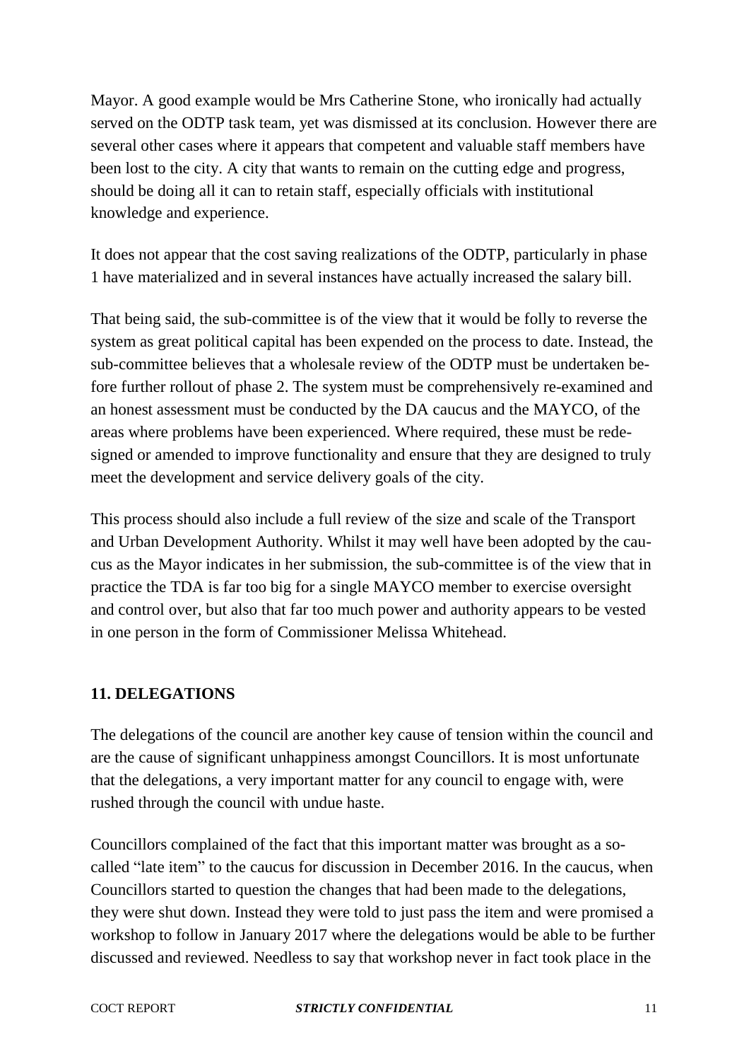Mayor. A good example would be Mrs Catherine Stone, who ironically had actually served on the ODTP task team, yet was dismissed at its conclusion. However there are several other cases where it appears that competent and valuable staff members have been lost to the city. A city that wants to remain on the cutting edge and progress, should be doing all it can to retain staff, especially officials with institutional knowledge and experience.

It does not appear that the cost saving realizations of the ODTP, particularly in phase 1 have materialized and in several instances have actually increased the salary bill.

That being said, the sub-committee is of the view that it would be folly to reverse the system as great political capital has been expended on the process to date. Instead, the sub-committee believes that a wholesale review of the ODTP must be undertaken before further rollout of phase 2. The system must be comprehensively re-examined and an honest assessment must be conducted by the DA caucus and the MAYCO, of the areas where problems have been experienced. Where required, these must be redesigned or amended to improve functionality and ensure that they are designed to truly meet the development and service delivery goals of the city.

This process should also include a full review of the size and scale of the Transport and Urban Development Authority. Whilst it may well have been adopted by the caucus as the Mayor indicates in her submission, the sub-committee is of the view that in practice the TDA is far too big for a single MAYCO member to exercise oversight and control over, but also that far too much power and authority appears to be vested in one person in the form of Commissioner Melissa Whitehead.

## 11. DELEGATIONS

The delegations of the council are another key cause of tension within the council and are the cause of significant unhappiness amongst Councillors. It is most unfortunate that the delegations, a very important matter for any council to engage with, were rushed through the council with undue haste.

Councillors complained of the fact that this important matter was brought as a so-called "late item" to the caucus for discussion in December 2016. In the caucus, when Councillors started to question the changes that had been made to the delegations, they were shut down. Instead they were told to just pass the item and were promised a workshop to follow in January 2017 where the delegations would be able to be further discussed and reviewed. Needless to say that workshop never in fact took place in the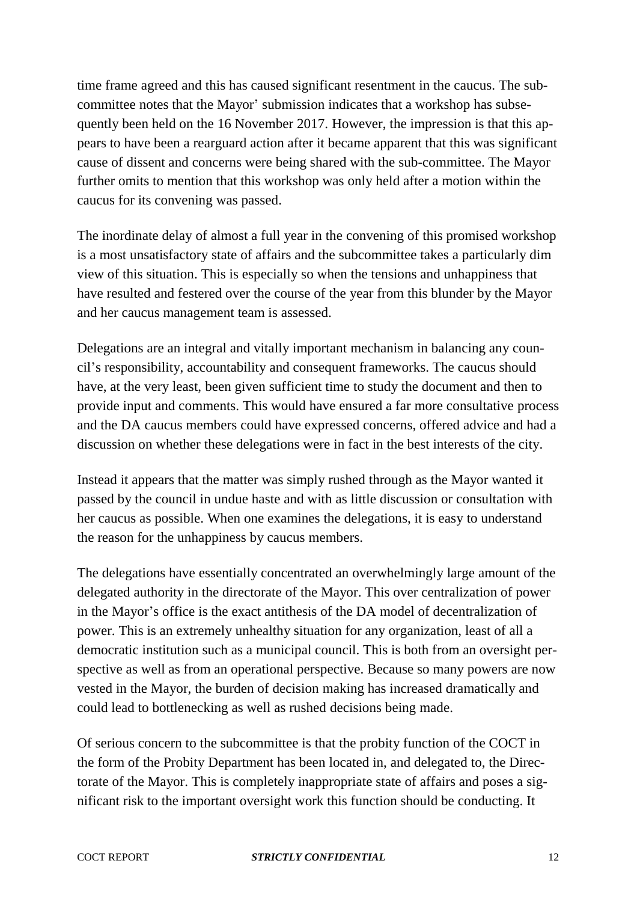time frame agreed and this has caused significant resentment in the caucus. The sub-committee notes that the Mayor' submission indicates that a workshop has subsequently been held on the 16 November 2017. However, the impression is that this appears to have been a rearguard action after it became apparent that this was significant cause of dissent and concerns were being shared with the sub-committee. The Mayor further omits to mention that this workshop was only held after a motion within the caucus for its convening was passed.

The inordinate delay of almost a full year in the convening of this promised workshop is a most unsatisfactory state of affairs and the subcommittee takes a particularly dim view of this situation. This is especially so when the tensions and unhappiness that have resulted and festered over the course of the year from this blunder by the Mayor and her caucus management team is assessed.

Delegations are an integral and vitally important mechanism in balancing any council's responsibility, accountability and consequent frameworks. The caucus should have, at the very least, been given sufficient time to study the document and then to provide input and comments. This would have ensured a far more consultative process and the DA caucus members could have expressed concerns, offered advice and had a discussion on whether these delegations were in fact in the best interests of the city.

Instead it appears that the matter was simply rushed through as the Mayor wanted it passed by the council in undue haste and with as little discussion or consultation with her caucus as possible. When one examines the delegations, it is easy to understand the reason for the unhappiness by caucus members.

The delegations have essentially concentrated an overwhelmingly large amount of the delegated authority in the directorate of the Mayor. This over centralization of power in the Mayor's office is the exact antithesis of the DA model of decentralization of power. This is an extremely unhealthy situation for any organization, least of all a democratic institution such as a municipal council. This is both from an oversight perspective as well as from an operational perspective. Because so many powers are now vested in the Mayor, the burden of decision making has increased dramatically and could lead to bottlenecking as well as rushed decisions being made.

Of serious concern to the subcommittee is that the probity function of the COCT in the form of the Probity Department has been located in, and delegated to, the Directorate of the Mayor. This is completely inappropriate state of affairs and poses a significant risk to the important oversight work this function should be conducting. It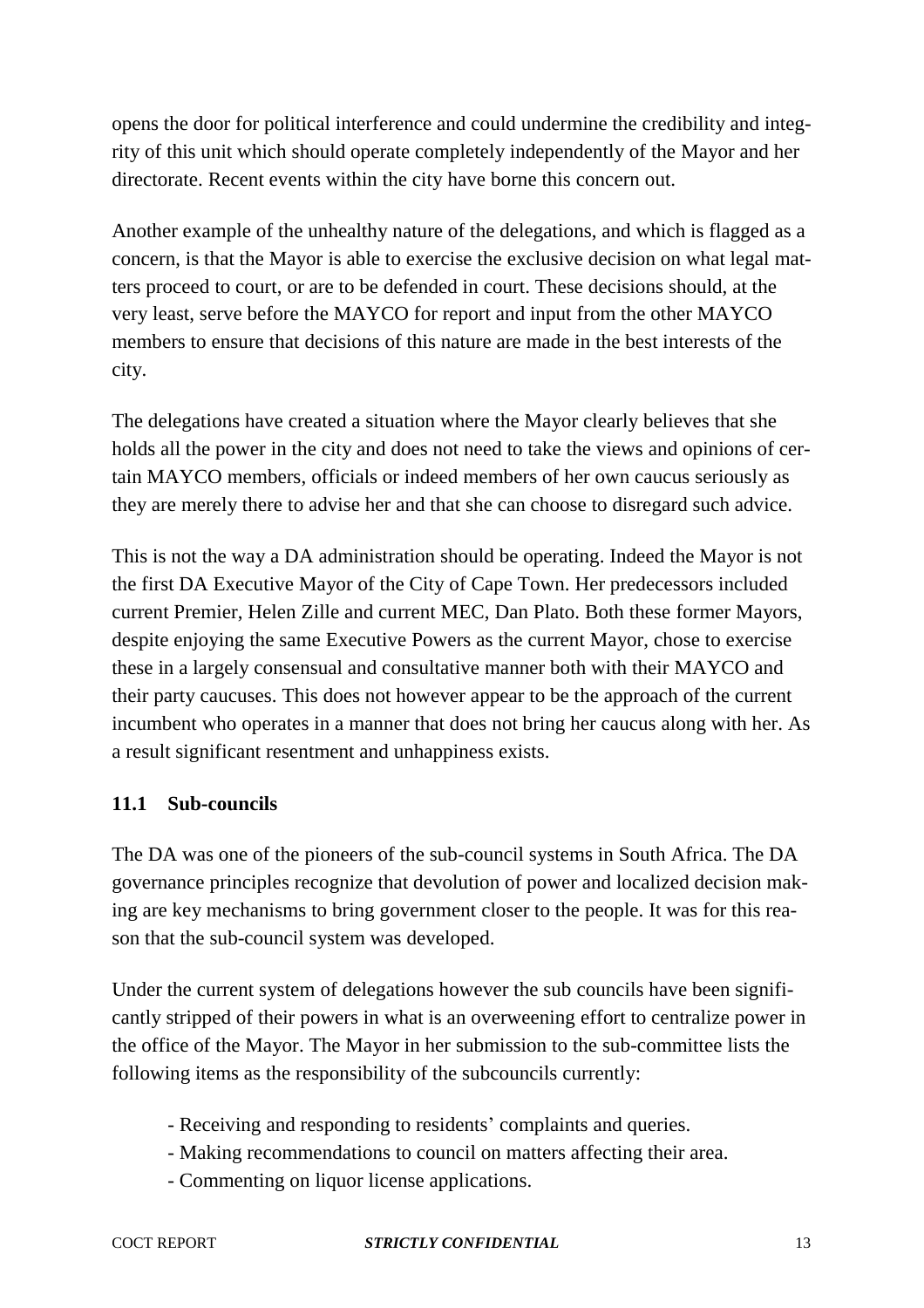opens the door for political interference and could undermine the credibility and integrity of this unit which should operate completely independently of the Mayor and her directorate. Recent events within the city have borne this concern out.

Another example of the unhealthy nature of the delegations, and which is flagged as a concern, is that the Mayor is able to exercise the exclusive decision on what legal matters proceed to court, or are to be defended in court. These decisions should, at the very least, serve before the MAYCO for report and input from the other MAYCO members to ensure that decisions of this nature are made in the best interests of the city.

The delegations have created a situation where the Mayor clearly believes that she holds all the power in the city and does not need to take the views and opinions of certain MAYCO members, officials or indeed members of her own caucus seriously as they are merely there to advise her and that she can choose to disregard such advice.

This is not the way a DA administration should be operating. Indeed the Mayor is not the first DA Executive Mayor of the City of Cape Town. Her predecessors included current Premier, Helen Zille and current MEC, Dan Plato. Both these former Mayors, despite enjoying the same Executive Powers as the current Mayor, chose to exercise these in a largely consensual and consultative manner both with their MAYCO and their party caucuses. This does not however appear to be the approach of the current incumbent who operates in a manner that does not bring her caucus along with her. As a result significant resentment and unhappiness exists.

### 11.1 Sub-councils

The DA was one of the pioneers of the sub-council systems in South Africa. The DA governance principles recognize that devolution of power and localized decision making are key mechanisms to bring government closer to the people. It was for this reason that the sub-council system was developed.

Under the current system of delegations however the sub councils have been significantly stripped of their powers in what is an overweening effort to centralize power in the office of the Mayor. The Mayor in her submission to the sub-committee lists the following items as the responsibility of the subcouncils currently:

- Receiving and responding to residents' complaints and queries.
- Making recommendations to council on matters affecting their area.
- Commenting on liquor license applications.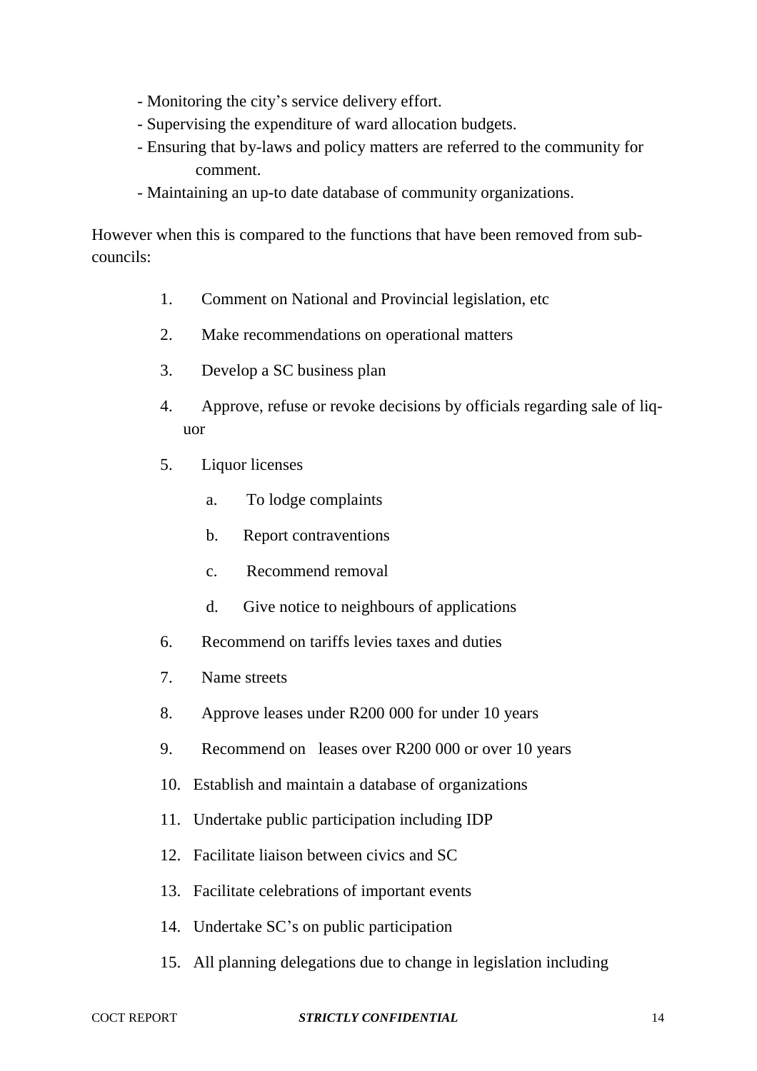- Monitoring the city's service delivery effort.
- Supervising the expenditure of ward allocation budgets.
- Ensuring that by-laws and policy matters are referred to the community for comment.
- Maintaining an up-to date database of community organizations.

However when this is compared to the functions that have been removed from sub-councils:

1. Comment on National and Provincial legislation, etc
2. Make recommendations on operational matters
3. Develop a SC business plan
4. Approve, refuse or revoke decisions by officials regarding sale of liquor
5. Liquor licenses
    a. To lodge complaints
    b. Report contraventions
    c. Recommend removal
    d. Give notice to neighbours of applications
6. Recommend on tariffs levies taxes and duties
7. Name streets
8. Approve leases under R200 000 for under 10 years
9. Recommend on leases over R200 000 or over 10 years
10. Establish and maintain a database of organizations
11. Undertake public participation including IDP
12. Facilitate liaison between civics and SC
13. Facilitate celebrations of important events
14. Undertake SC's on public participation
15. All planning delegations due to change in legislation including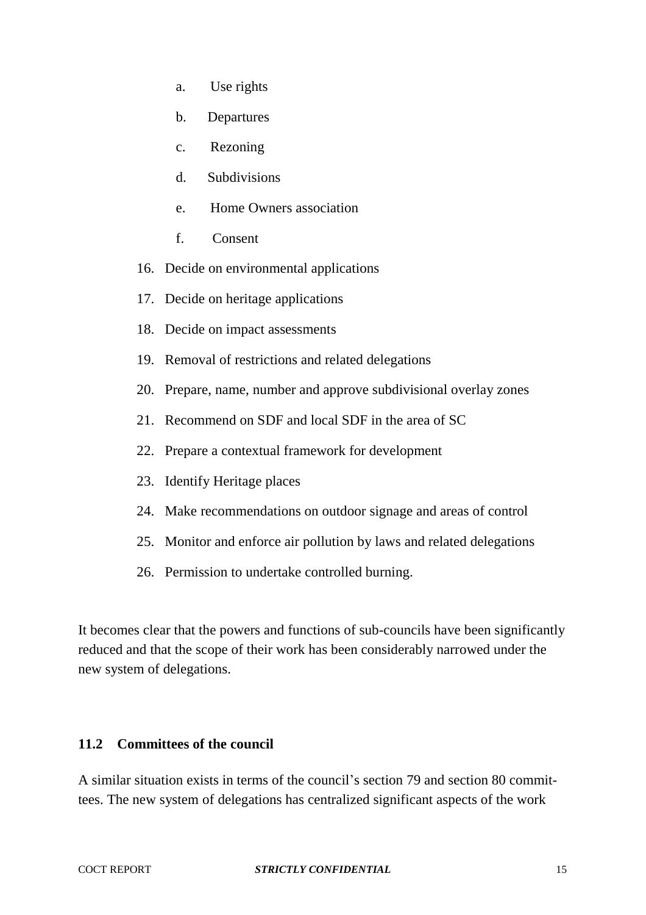a. Use rights
   b. Departures
   c. Rezoning
   d. Subdivisions
   e. Home Owners association
   f. Consent

16. Decide on environmental applications
17. Decide on heritage applications
18. Decide on impact assessments
19. Removal of restrictions and related delegations
20. Prepare, name, number and approve subdivisional overlay zones
21. Recommend on SDF and local SDF in the area of SC
22. Prepare a contextual framework for development
23. Identify Heritage places
24. Make recommendations on outdoor signage and areas of control
25. Monitor and enforce air pollution by laws and related delegations
26. Permission to undertake controlled burning.

It becomes clear that the powers and functions of sub-councils have been significantly reduced and that the scope of their work has been considerably narrowed under the new system of delegations.

### 11.2 Committees of the council

A similar situation exists in terms of the council's section 79 and section 80 committees. The new system of delegations has centralized significant aspects of the work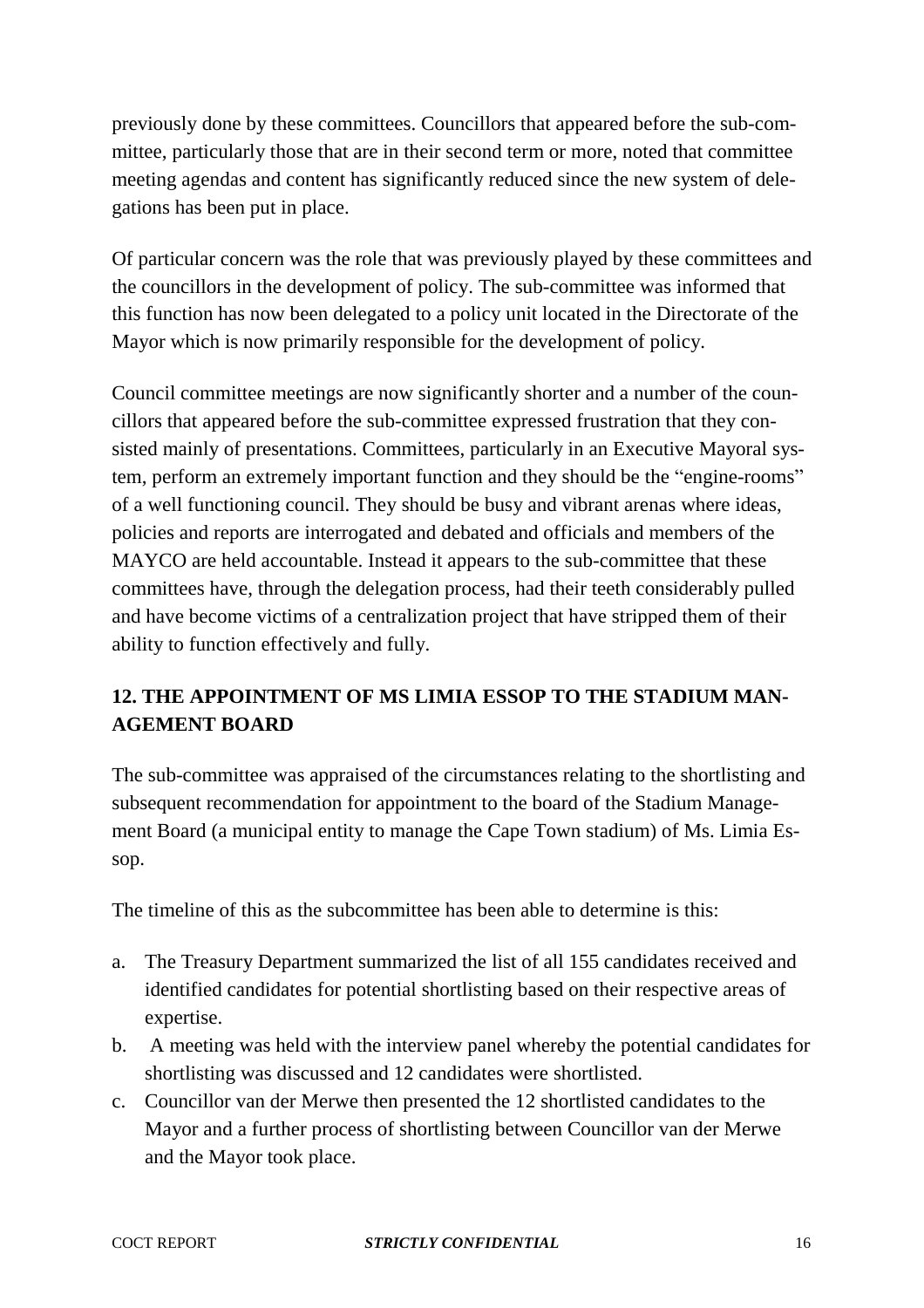previously done by these committees. Councillors that appeared before the sub-committee, particularly those that are in their second term or more, noted that committee meeting agendas and content has significantly reduced since the new system of delegations has been put in place.

Of particular concern was the role that was previously played by these committees and the councillors in the development of policy. The sub-committee was informed that this function has now been delegated to a policy unit located in the Directorate of the Mayor which is now primarily responsible for the development of policy.

Council committee meetings are now significantly shorter and a number of the councillors that appeared before the sub-committee expressed frustration that they consisted mainly of presentations. Committees, particularly in an Executive Mayoral system, perform an extremely important function and they should be the "engine-rooms" of a well functioning council. They should be busy and vibrant arenas where ideas, policies and reports are interrogated and debated and officials and members of the MAYCO are held accountable. Instead it appears to the sub-committee that these committees have, through the delegation process, had their teeth considerably pulled and have become victims of a centralization project that have stripped them of their ability to function effectively and fully.

## 12. THE APPOINTMENT OF MS LIMIA ESSOP TO THE STADIUM MANAGEMENT BOARD

The sub-committee was appraised of the circumstances relating to the shortlisting and subsequent recommendation for appointment to the board of the Stadium Management Board (a municipal entity to manage the Cape Town stadium) of Ms. Limia Essop.

The timeline of this as the subcommittee has been able to determine is this:

a. The Treasury Department summarized the list of all 155 candidates received and identified candidates for potential shortlisting based on their respective areas of expertise.
b. A meeting was held with the interview panel whereby the potential candidates for shortlisting was discussed and 12 candidates were shortlisted.
c. Councillor van der Merwe then presented the 12 shortlisted candidates to the Mayor and a further process of shortlisting between Councillor van der Merwe and the Mayor took place.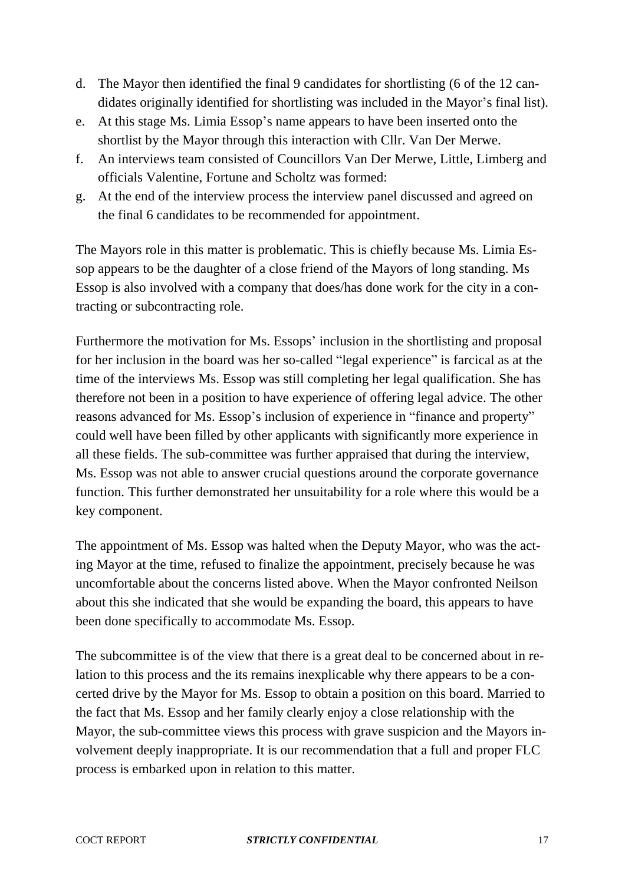d. The Mayor then identified the final 9 candidates for shortlisting (6 of the 12 candidates originally identified for shortlisting was included in the Mayor's final list).
e. At this stage Ms. Limia Essop's name appears to have been inserted onto the shortlist by the Mayor through this interaction with Cllr. Van Der Merwe.
f. An interviews team consisted of Councillors Van Der Merwe, Little, Limberg and officials Valentine, Fortune and Scholtz was formed:
g. At the end of the interview process the interview panel discussed and agreed on the final 6 candidates to be recommended for appointment.

The Mayors role in this matter is problematic. This is chiefly because Ms. Limia Essop appears to be the daughter of a close friend of the Mayors of long standing. Ms Essop is also involved with a company that does/has done work for the city in a contracting or subcontracting role.

Furthermore the motivation for Ms. Essops' inclusion in the shortlisting and proposal for her inclusion in the board was her so-called "legal experience" is farcical as at the time of the interviews Ms. Essop was still completing her legal qualification. She has therefore not been in a position to have experience of offering legal advice. The other reasons advanced for Ms. Essop's inclusion of experience in "finance and property" could well have been filled by other applicants with significantly more experience in all these fields. The sub-committee was further appraised that during the interview, Ms. Essop was not able to answer crucial questions around the corporate governance function. This further demonstrated her unsuitability for a role where this would be a key component.

The appointment of Ms. Essop was halted when the Deputy Mayor, who was the acting Mayor at the time, refused to finalize the appointment, precisely because he was uncomfortable about the concerns listed above. When the Mayor confronted Neilson about this she indicated that she would be expanding the board, this appears to have been done specifically to accommodate Ms. Essop.

The subcommittee is of the view that there is a great deal to be concerned about in relation to this process and the its remains inexplicable why there appears to be a concerted drive by the Mayor for Ms. Essop to obtain a position on this board. Married to the fact that Ms. Essop and her family clearly enjoy a close relationship with the Mayor, the sub-committee views this process with grave suspicion and the Mayors involvement deeply inappropriate. It is our recommendation that a full and proper FLC process is embarked upon in relation to this matter.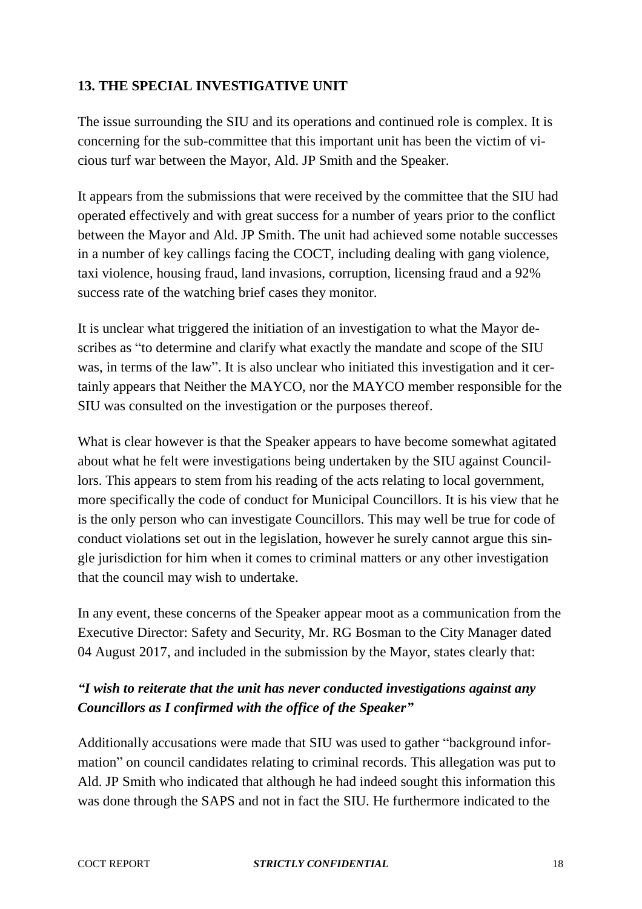## 13. THE SPECIAL INVESTIGATIVE UNIT

The issue surrounding the SIU and its operations and continued role is complex. It is concerning for the sub-committee that this important unit has been the victim of vicious turf war between the Mayor, Ald. JP Smith and the Speaker.

It appears from the submissions that were received by the committee that the SIU had operated effectively and with great success for a number of years prior to the conflict between the Mayor and Ald. JP Smith. The unit had achieved some notable successes in a number of key callings facing the COCT, including dealing with gang violence, taxi violence, housing fraud, land invasions, corruption, licensing fraud and a 92% success rate of the watching brief cases they monitor.

It is unclear what triggered the initiation of an investigation to what the Mayor describes as "to determine and clarify what exactly the mandate and scope of the SIU was, in terms of the law". It is also unclear who initiated this investigation and it certainly appears that Neither the MAYCO, nor the MAYCO member responsible for the SIU was consulted on the investigation or the purposes thereof.

What is clear however is that the Speaker appears to have become somewhat agitated about what he felt were investigations being undertaken by the SIU against Councillors. This appears to stem from his reading of the acts relating to local government, more specifically the code of conduct for Municipal Councillors. It is his view that he is the only person who can investigate Councillors. This may well be true for code of conduct violations set out in the legislation, however he surely cannot argue this single jurisdiction for him when it comes to criminal matters or any other investigation that the council may wish to undertake.

In any event, these concerns of the Speaker appear moot as a communication from the Executive Director: Safety and Security, Mr. RG Bosman to the City Manager dated 04 August 2017, and included in the submission by the Mayor, states clearly that:

***"I wish to reiterate that the unit has never conducted investigations against any Councillors as I confirmed with the office of the Speaker"***

Additionally accusations were made that SIU was used to gather "background information" on council candidates relating to criminal records. This allegation was put to Ald. JP Smith who indicated that although he had indeed sought this information this was done through the SAPS and not in fact the SIU. He furthermore indicated to the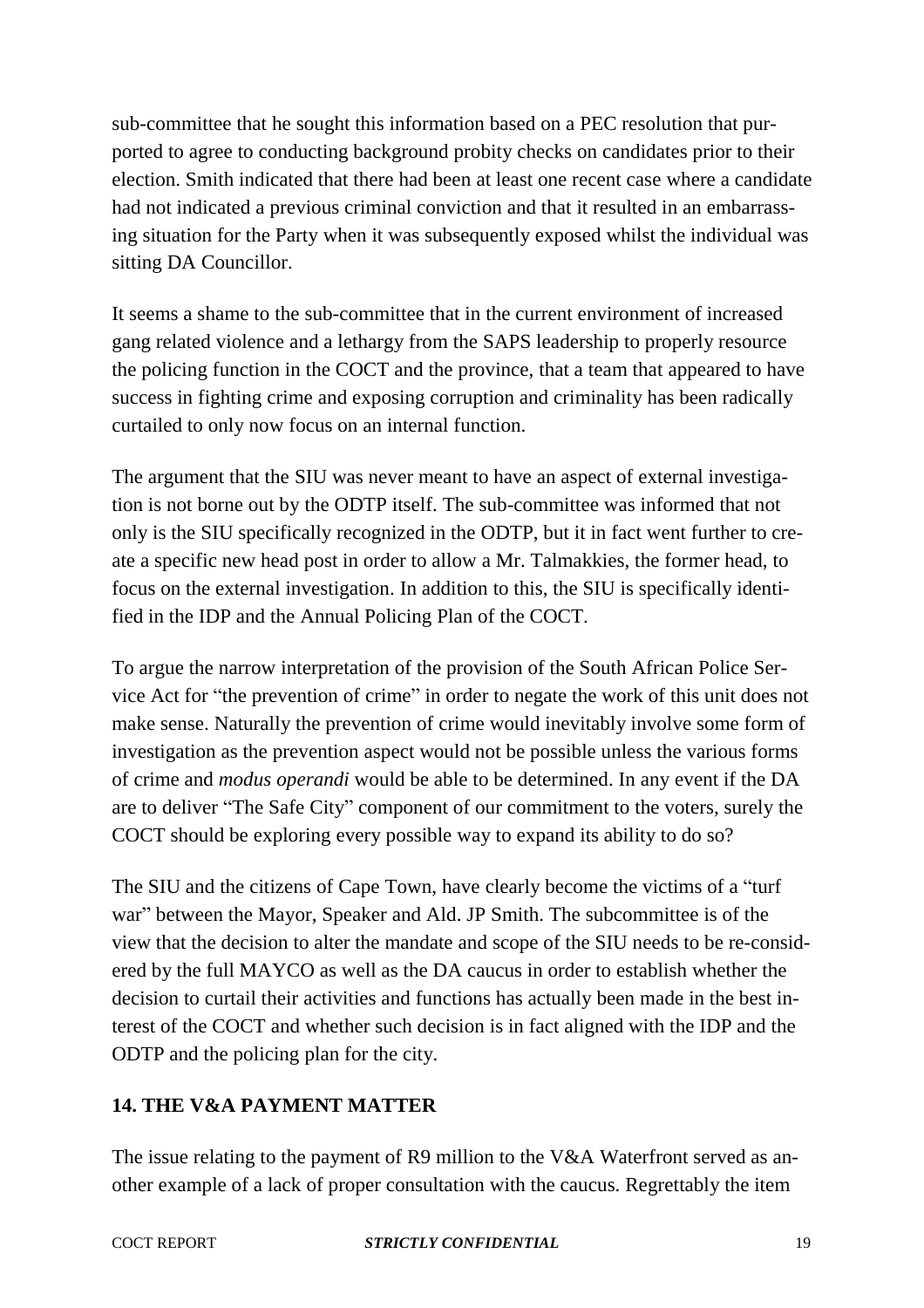sub-committee that he sought this information based on a PEC resolution that purported to agree to conducting background probity checks on candidates prior to their election. Smith indicated that there had been at least one recent case where a candidate had not indicated a previous criminal conviction and that it resulted in an embarrassing situation for the Party when it was subsequently exposed whilst the individual was sitting DA Councillor.

It seems a shame to the sub-committee that in the current environment of increased gang related violence and a lethargy from the SAPS leadership to properly resource the policing function in the COCT and the province, that a team that appeared to have success in fighting crime and exposing corruption and criminality has been radically curtailed to only now focus on an internal function.

The argument that the SIU was never meant to have an aspect of external investigation is not borne out by the ODTP itself. The sub-committee was informed that not only is the SIU specifically recognized in the ODTP, but it in fact went further to create a specific new head post in order to allow a Mr. Talmakkies, the former head, to focus on the external investigation. In addition to this, the SIU is specifically identified in the IDP and the Annual Policing Plan of the COCT.

To argue the narrow interpretation of the provision of the South African Police Service Act for "the prevention of crime" in order to negate the work of this unit does not make sense. Naturally the prevention of crime would inevitably involve some form of investigation as the prevention aspect would not be possible unless the various forms of crime and *modus operandi* would be able to be determined. In any event if the DA are to deliver "The Safe City" component of our commitment to the voters, surely the COCT should be exploring every possible way to expand its ability to do so?

The SIU and the citizens of Cape Town, have clearly become the victims of a "turf war" between the Mayor, Speaker and Ald. JP Smith. The subcommittee is of the view that the decision to alter the mandate and scope of the SIU needs to be re-considered by the full MAYCO as well as the DA caucus in order to establish whether the decision to curtail their activities and functions has actually been made in the best interest of the COCT and whether such decision is in fact aligned with the IDP and the ODTP and the policing plan for the city.

## 14. THE V&A PAYMENT MATTER

The issue relating to the payment of R9 million to the V&A Waterfront served as another example of a lack of proper consultation with the caucus. Regrettably the item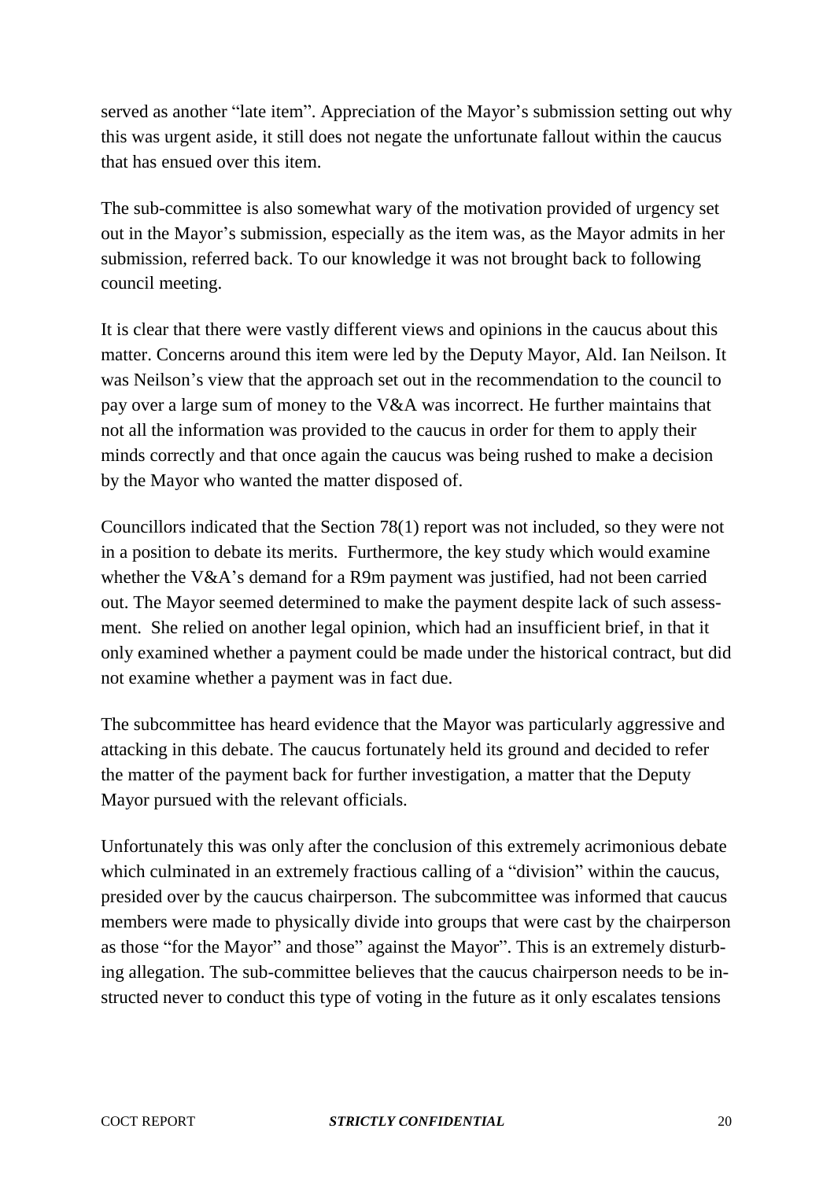served as another "late item". Appreciation of the Mayor's submission setting out why this was urgent aside, it still does not negate the unfortunate fallout within the caucus that has ensued over this item.

The sub-committee is also somewhat wary of the motivation provided of urgency set out in the Mayor's submission, especially as the item was, as the Mayor admits in her submission, referred back. To our knowledge it was not brought back to following council meeting.

It is clear that there were vastly different views and opinions in the caucus about this matter. Concerns around this item were led by the Deputy Mayor, Ald. Ian Neilson. It was Neilson's view that the approach set out in the recommendation to the council to pay over a large sum of money to the V&A was incorrect. He further maintains that not all the information was provided to the caucus in order for them to apply their minds correctly and that once again the caucus was being rushed to make a decision by the Mayor who wanted the matter disposed of.

Councillors indicated that the Section 78(1) report was not included, so they were not in a position to debate its merits. Furthermore, the key study which would examine whether the V&A's demand for a R9m payment was justified, had not been carried out. The Mayor seemed determined to make the payment despite lack of such assessment. She relied on another legal opinion, which had an insufficient brief, in that it only examined whether a payment could be made under the historical contract, but did not examine whether a payment was in fact due.

The subcommittee has heard evidence that the Mayor was particularly aggressive and attacking in this debate. The caucus fortunately held its ground and decided to refer the matter of the payment back for further investigation, a matter that the Deputy Mayor pursued with the relevant officials.

Unfortunately this was only after the conclusion of this extremely acrimonious debate which culminated in an extremely fractious calling of a "division" within the caucus, presided over by the caucus chairperson. The subcommittee was informed that caucus members were made to physically divide into groups that were cast by the chairperson as those "for the Mayor" and those" against the Mayor". This is an extremely disturbing allegation. The sub-committee believes that the caucus chairperson needs to be instructed never to conduct this type of voting in the future as it only escalates tensions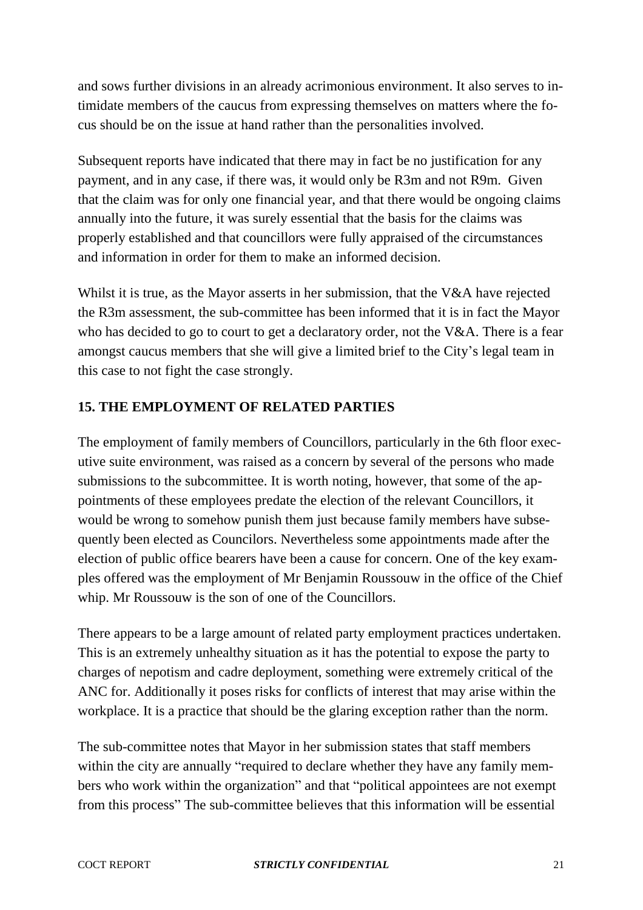and sows further divisions in an already acrimonious environment. It also serves to intimidate members of the caucus from expressing themselves on matters where the focus should be on the issue at hand rather than the personalities involved.

Subsequent reports have indicated that there may in fact be no justification for any payment, and in any case, if there was, it would only be R3m and not R9m. Given that the claim was for only one financial year, and that there would be ongoing claims annually into the future, it was surely essential that the basis for the claims was properly established and that councillors were fully appraised of the circumstances and information in order for them to make an informed decision.

Whilst it is true, as the Mayor asserts in her submission, that the V&A have rejected the R3m assessment, the sub-committee has been informed that it is in fact the Mayor who has decided to go to court to get a declaratory order, not the V&A. There is a fear amongst caucus members that she will give a limited brief to the City's legal team in this case to not fight the case strongly.

## 15. THE EMPLOYMENT OF RELATED PARTIES

The employment of family members of Councillors, particularly in the 6th floor executive suite environment, was raised as a concern by several of the persons who made submissions to the subcommittee. It is worth noting, however, that some of the appointments of these employees predate the election of the relevant Councillors, it would be wrong to somehow punish them just because family members have subsequently been elected as Councilors. Nevertheless some appointments made after the election of public office bearers have been a cause for concern. One of the key examples offered was the employment of Mr Benjamin Roussouw in the office of the Chief whip. Mr Roussouw is the son of one of the Councillors.

There appears to be a large amount of related party employment practices undertaken. This is an extremely unhealthy situation as it has the potential to expose the party to charges of nepotism and cadre deployment, something were extremely critical of the ANC for. Additionally it poses risks for conflicts of interest that may arise within the workplace. It is a practice that should be the glaring exception rather than the norm.

The sub-committee notes that Mayor in her submission states that staff members within the city are annually "required to declare whether they have any family members who work within the organization" and that "political appointees are not exempt from this process" The sub-committee believes that this information will be essential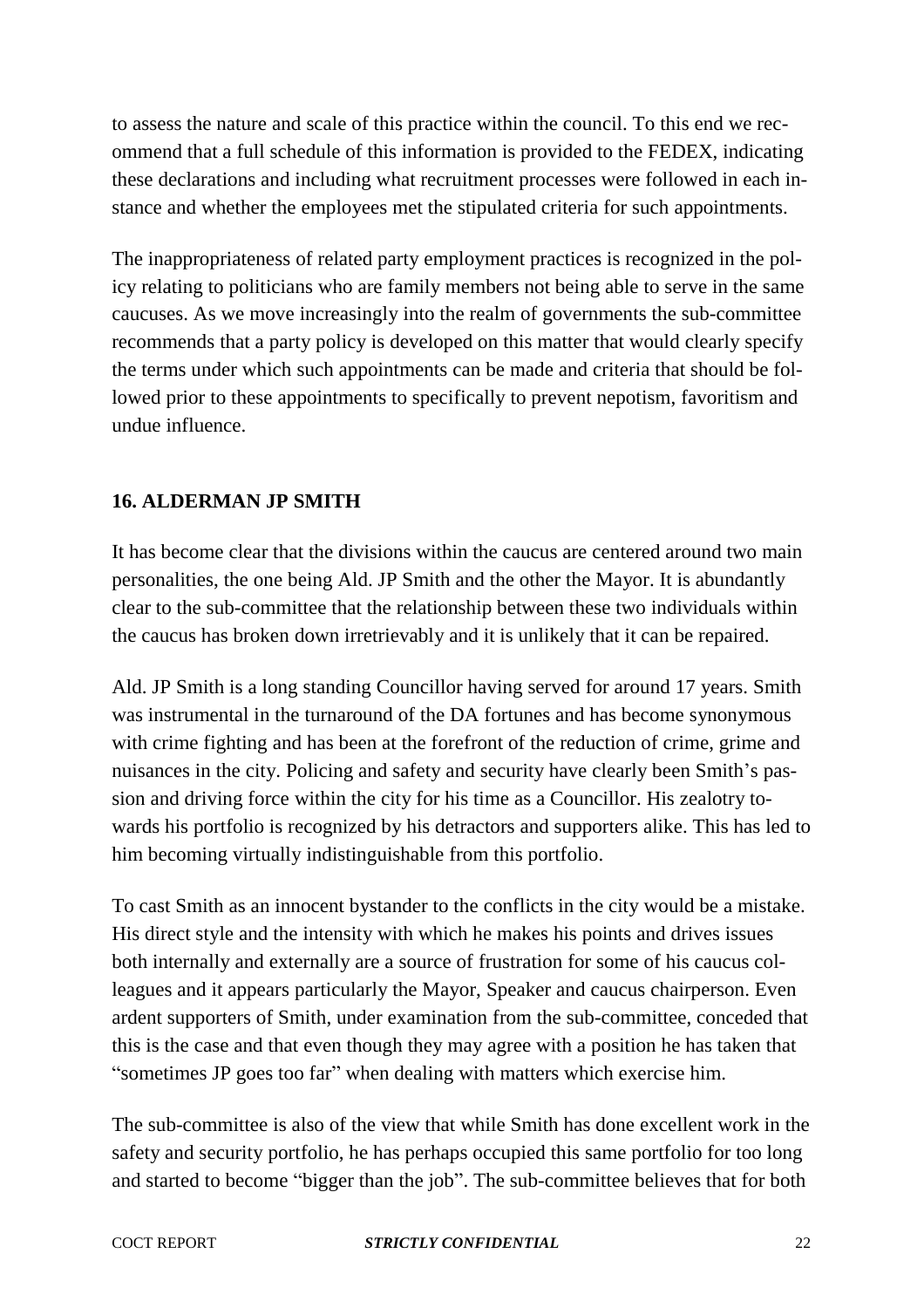to assess the nature and scale of this practice within the council. To this end we recommend that a full schedule of this information is provided to the FEDEX, indicating these declarations and including what recruitment processes were followed in each instance and whether the employees met the stipulated criteria for such appointments.

The inappropriateness of related party employment practices is recognized in the policy relating to politicians who are family members not being able to serve in the same caucuses. As we move increasingly into the realm of governments the sub-committee recommends that a party policy is developed on this matter that would clearly specify the terms under which such appointments can be made and criteria that should be followed prior to these appointments to specifically to prevent nepotism, favoritism and undue influence.

## 16. ALDERMAN JP SMITH

It has become clear that the divisions within the caucus are centered around two main personalities, the one being Ald. JP Smith and the other the Mayor. It is abundantly clear to the sub-committee that the relationship between these two individuals within the caucus has broken down irretrievably and it is unlikely that it can be repaired.

Ald. JP Smith is a long standing Councillor having served for around 17 years. Smith was instrumental in the turnaround of the DA fortunes and has become synonymous with crime fighting and has been at the forefront of the reduction of crime, grime and nuisances in the city. Policing and safety and security have clearly been Smith's passion and driving force within the city for his time as a Councillor. His zealotry towards his portfolio is recognized by his detractors and supporters alike. This has led to him becoming virtually indistinguishable from this portfolio.

To cast Smith as an innocent bystander to the conflicts in the city would be a mistake. His direct style and the intensity with which he makes his points and drives issues both internally and externally are a source of frustration for some of his caucus colleagues and it appears particularly the Mayor, Speaker and caucus chairperson. Even ardent supporters of Smith, under examination from the sub-committee, conceded that this is the case and that even though they may agree with a position he has taken that "sometimes JP goes too far" when dealing with matters which exercise him.

The sub-committee is also of the view that while Smith has done excellent work in the safety and security portfolio, he has perhaps occupied this same portfolio for too long and started to become "bigger than the job". The sub-committee believes that for both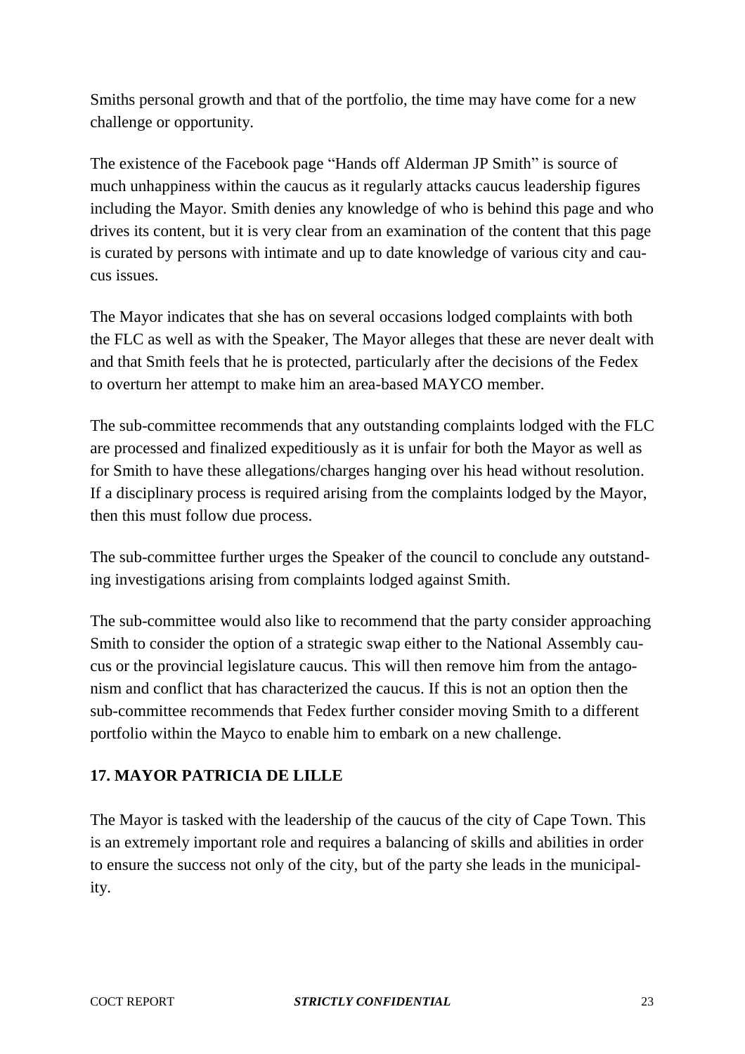Smiths personal growth and that of the portfolio, the time may have come for a new challenge or opportunity.

The existence of the Facebook page "Hands off Alderman JP Smith" is source of much unhappiness within the caucus as it regularly attacks caucus leadership figures including the Mayor. Smith denies any knowledge of who is behind this page and who drives its content, but it is very clear from an examination of the content that this page is curated by persons with intimate and up to date knowledge of various city and caucus issues.

The Mayor indicates that she has on several occasions lodged complaints with both the FLC as well as with the Speaker, The Mayor alleges that these are never dealt with and that Smith feels that he is protected, particularly after the decisions of the Fedex to overturn her attempt to make him an area-based MAYCO member.

The sub-committee recommends that any outstanding complaints lodged with the FLC are processed and finalized expeditiously as it is unfair for both the Mayor as well as for Smith to have these allegations/charges hanging over his head without resolution. If a disciplinary process is required arising from the complaints lodged by the Mayor, then this must follow due process.

The sub-committee further urges the Speaker of the council to conclude any outstanding investigations arising from complaints lodged against Smith.

The sub-committee would also like to recommend that the party consider approaching Smith to consider the option of a strategic swap either to the National Assembly caucus or the provincial legislature caucus. This will then remove him from the antagonism and conflict that has characterized the caucus. If this is not an option then the sub-committee recommends that Fedex further consider moving Smith to a different portfolio within the Mayco to enable him to embark on a new challenge.

## 17. MAYOR PATRICIA DE LILLE

The Mayor is tasked with the leadership of the caucus of the city of Cape Town. This is an extremely important role and requires a balancing of skills and abilities in order to ensure the success not only of the city, but of the party she leads in the municipality.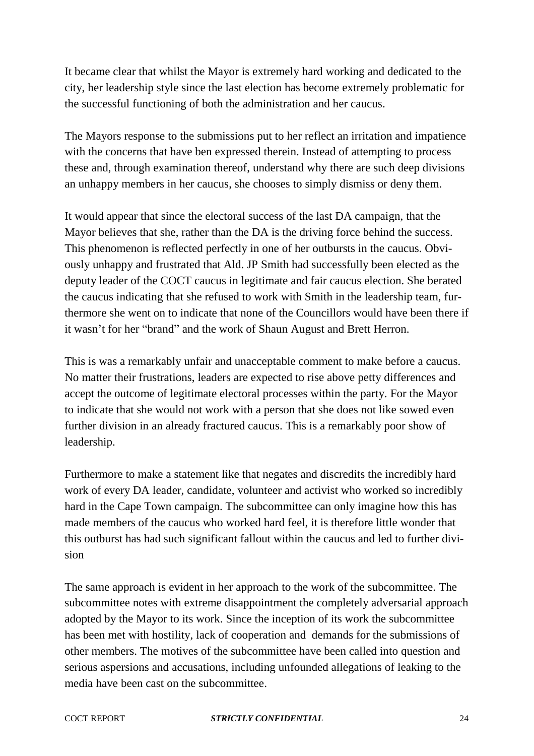It became clear that whilst the Mayor is extremely hard working and dedicated to the city, her leadership style since the last election has become extremely problematic for the successful functioning of both the administration and her caucus.

The Mayors response to the submissions put to her reflect an irritation and impatience with the concerns that have ben expressed therein. Instead of attempting to process these and, through examination thereof, understand why there are such deep divisions an unhappy members in her caucus, she chooses to simply dismiss or deny them.

It would appear that since the electoral success of the last DA campaign, that the Mayor believes that she, rather than the DA is the driving force behind the success. This phenomenon is reflected perfectly in one of her outbursts in the caucus. Obviously unhappy and frustrated that Ald. JP Smith had successfully been elected as the deputy leader of the COCT caucus in legitimate and fair caucus election. She berated the caucus indicating that she refused to work with Smith in the leadership team, furthermore she went on to indicate that none of the Councillors would have been there if it wasn't for her "brand" and the work of Shaun August and Brett Herron.

This is was a remarkably unfair and unacceptable comment to make before a caucus. No matter their frustrations, leaders are expected to rise above petty differences and accept the outcome of legitimate electoral processes within the party. For the Mayor to indicate that she would not work with a person that she does not like sowed even further division in an already fractured caucus. This is a remarkably poor show of leadership.

Furthermore to make a statement like that negates and discredits the incredibly hard work of every DA leader, candidate, volunteer and activist who worked so incredibly hard in the Cape Town campaign. The subcommittee can only imagine how this has made members of the caucus who worked hard feel, it is therefore little wonder that this outburst has had such significant fallout within the caucus and led to further division

The same approach is evident in her approach to the work of the subcommittee. The subcommittee notes with extreme disappointment the completely adversarial approach adopted by the Mayor to its work. Since the inception of its work the subcommittee has been met with hostility, lack of cooperation and demands for the submissions of other members. The motives of the subcommittee have been called into question and serious aspersions and accusations, including unfounded allegations of leaking to the media have been cast on the subcommittee.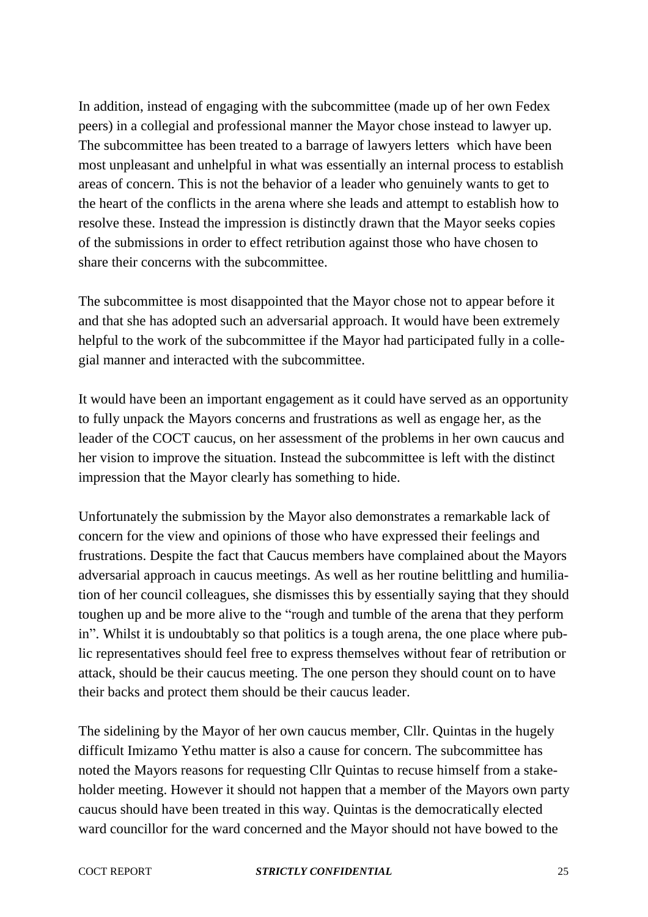In addition, instead of engaging with the subcommittee (made up of her own Fedex peers) in a collegial and professional manner the Mayor chose instead to lawyer up. The subcommittee has been treated to a barrage of lawyers letters which have been most unpleasant and unhelpful in what was essentially an internal process to establish areas of concern. This is not the behavior of a leader who genuinely wants to get to the heart of the conflicts in the arena where she leads and attempt to establish how to resolve these. Instead the impression is distinctly drawn that the Mayor seeks copies of the submissions in order to effect retribution against those who have chosen to share their concerns with the subcommittee.

The subcommittee is most disappointed that the Mayor chose not to appear before it and that she has adopted such an adversarial approach. It would have been extremely helpful to the work of the subcommittee if the Mayor had participated fully in a collegial manner and interacted with the subcommittee.

It would have been an important engagement as it could have served as an opportunity to fully unpack the Mayors concerns and frustrations as well as engage her, as the leader of the COCT caucus, on her assessment of the problems in her own caucus and her vision to improve the situation. Instead the subcommittee is left with the distinct impression that the Mayor clearly has something to hide.

Unfortunately the submission by the Mayor also demonstrates a remarkable lack of concern for the view and opinions of those who have expressed their feelings and frustrations. Despite the fact that Caucus members have complained about the Mayors adversarial approach in caucus meetings. As well as her routine belittling and humiliation of her council colleagues, she dismisses this by essentially saying that they should toughen up and be more alive to the "rough and tumble of the arena that they perform in". Whilst it is undoubtably so that politics is a tough arena, the one place where public representatives should feel free to express themselves without fear of retribution or attack, should be their caucus meeting. The one person they should count on to have their backs and protect them should be their caucus leader.

The sidelining by the Mayor of her own caucus member, Cllr. Quintas in the hugely difficult Imizamo Yethu matter is also a cause for concern. The subcommittee has noted the Mayors reasons for requesting Cllr Quintas to recuse himself from a stakeholder meeting. However it should not happen that a member of the Mayors own party caucus should have been treated in this way. Quintas is the democratically elected ward councillor for the ward concerned and the Mayor should not have bowed to the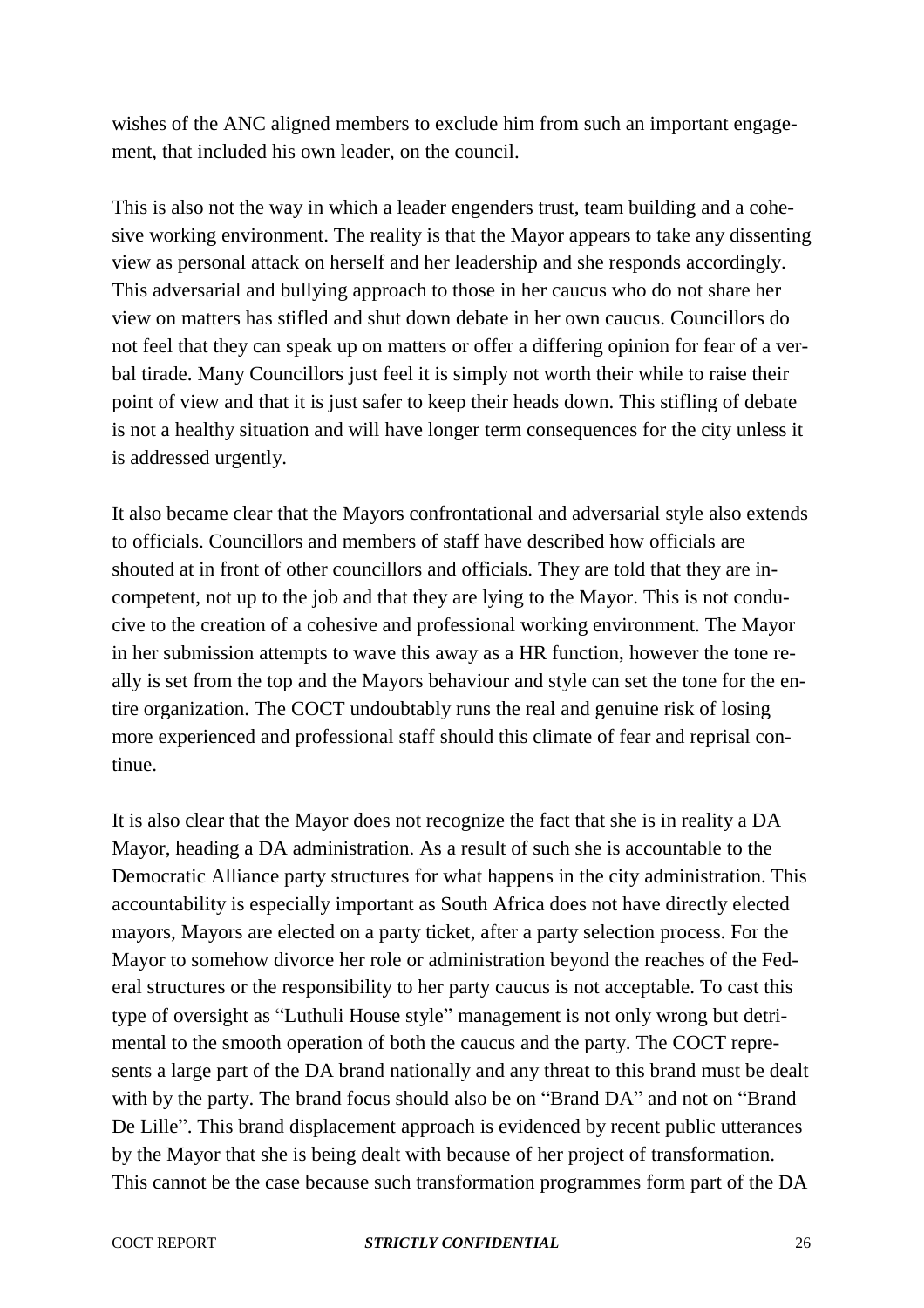wishes of the ANC aligned members to exclude him from such an important engagement, that included his own leader, on the council.

This is also not the way in which a leader engenders trust, team building and a cohesive working environment. The reality is that the Mayor appears to take any dissenting view as personal attack on herself and her leadership and she responds accordingly. This adversarial and bullying approach to those in her caucus who do not share her view on matters has stifled and shut down debate in her own caucus. Councillors do not feel that they can speak up on matters or offer a differing opinion for fear of a verbal tirade. Many Councillors just feel it is simply not worth their while to raise their point of view and that it is just safer to keep their heads down. This stifling of debate is not a healthy situation and will have longer term consequences for the city unless it is addressed urgently.

It also became clear that the Mayors confrontational and adversarial style also extends to officials. Councillors and members of staff have described how officials are shouted at in front of other councillors and officials. They are told that they are incompetent, not up to the job and that they are lying to the Mayor. This is not conducive to the creation of a cohesive and professional working environment. The Mayor in her submission attempts to wave this away as a HR function, however the tone really is set from the top and the Mayors behaviour and style can set the tone for the entire organization. The COCT undoubtably runs the real and genuine risk of losing more experienced and professional staff should this climate of fear and reprisal continue.

It is also clear that the Mayor does not recognize the fact that she is in reality a DA Mayor, heading a DA administration. As a result of such she is accountable to the Democratic Alliance party structures for what happens in the city administration. This accountability is especially important as South Africa does not have directly elected mayors, Mayors are elected on a party ticket, after a party selection process. For the Mayor to somehow divorce her role or administration beyond the reaches of the Federal structures or the responsibility to her party caucus is not acceptable. To cast this type of oversight as "Luthuli House style" management is not only wrong but detrimental to the smooth operation of both the caucus and the party. The COCT represents a large part of the DA brand nationally and any threat to this brand must be dealt with by the party. The brand focus should also be on "Brand DA" and not on "Brand De Lille". This brand displacement approach is evidenced by recent public utterances by the Mayor that she is being dealt with because of her project of transformation. This cannot be the case because such transformation programmes form part of the DA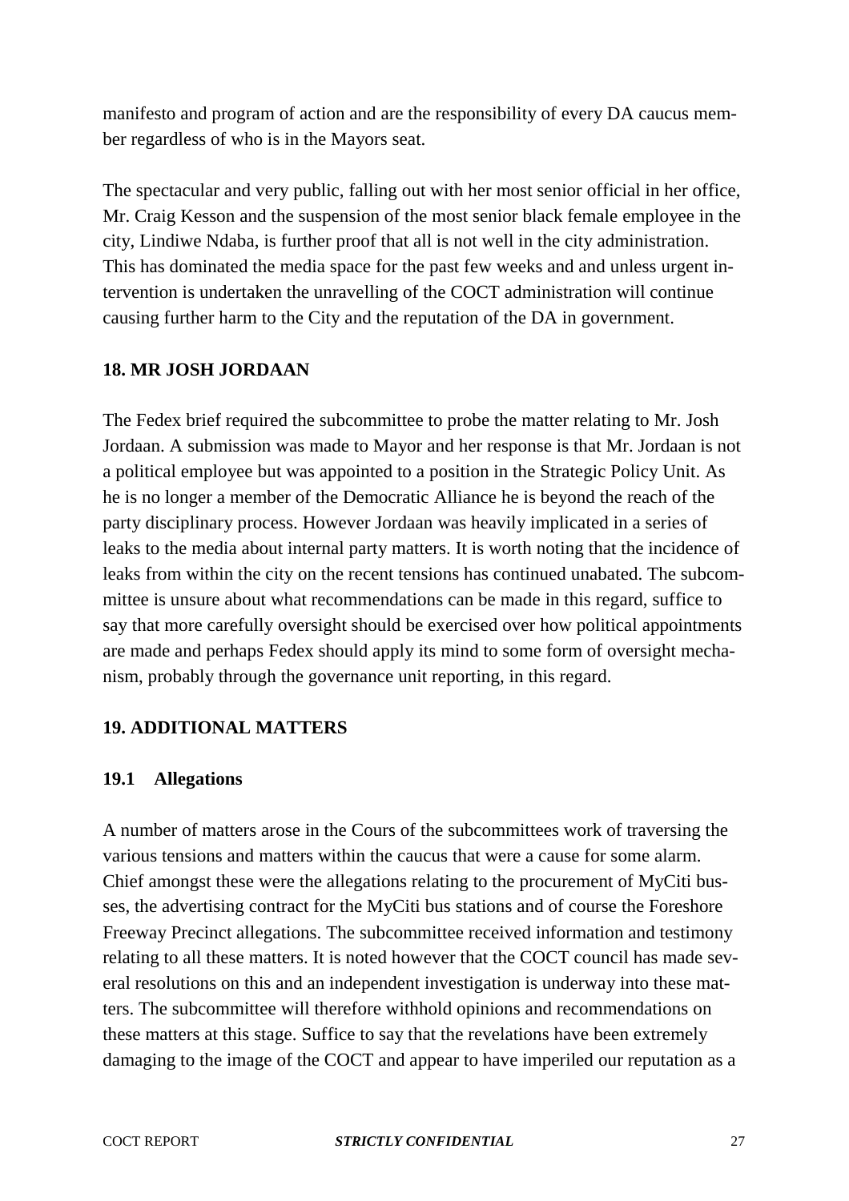manifesto and program of action and are the responsibility of every DA caucus member regardless of who is in the Mayors seat.

The spectacular and very public, falling out with her most senior official in her office, Mr. Craig Kesson and the suspension of the most senior black female employee in the city, Lindiwe Ndaba, is further proof that all is not well in the city administration. This has dominated the media space for the past few weeks and and unless urgent intervention is undertaken the unravelling of the COCT administration will continue causing further harm to the City and the reputation of the DA in government.

## 18. MR JOSH JORDAAN

The Fedex brief required the subcommittee to probe the matter relating to Mr. Josh Jordaan. A submission was made to Mayor and her response is that Mr. Jordaan is not a political employee but was appointed to a position in the Strategic Policy Unit. As he is no longer a member of the Democratic Alliance he is beyond the reach of the party disciplinary process. However Jordaan was heavily implicated in a series of leaks to the media about internal party matters. It is worth noting that the incidence of leaks from within the city on the recent tensions has continued unabated. The subcommittee is unsure about what recommendations can be made in this regard, suffice to say that more carefully oversight should be exercised over how political appointments are made and perhaps Fedex should apply its mind to some form of oversight mechanism, probably through the governance unit reporting, in this regard.

## 19. ADDITIONAL MATTERS

### 19.1 Allegations

A number of matters arose in the Cours of the subcommittees work of traversing the various tensions and matters within the caucus that were a cause for some alarm. Chief amongst these were the allegations relating to the procurement of MyCiti busses, the advertising contract for the MyCiti bus stations and of course the Foreshore Freeway Precinct allegations. The subcommittee received information and testimony relating to all these matters. It is noted however that the COCT council has made several resolutions on this and an independent investigation is underway into these matters. The subcommittee will therefore withhold opinions and recommendations on these matters at this stage. Suffice to say that the revelations have been extremely damaging to the image of the COCT and appear to have imperiled our reputation as a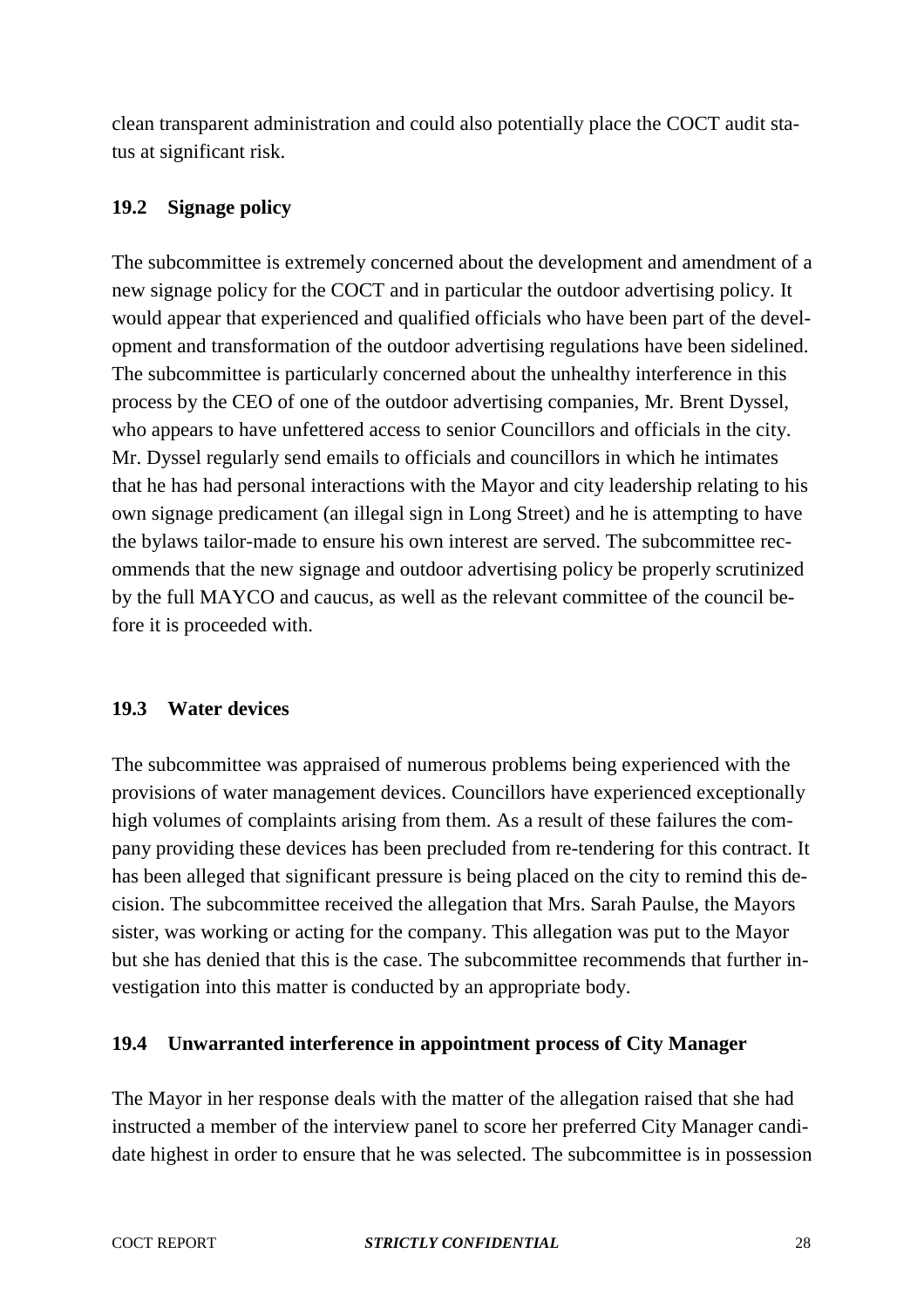clean transparent administration and could also potentially place the COCT audit status at significant risk.

### 19.2 Signage policy

The subcommittee is extremely concerned about the development and amendment of a new signage policy for the COCT and in particular the outdoor advertising policy. It would appear that experienced and qualified officials who have been part of the development and transformation of the outdoor advertising regulations have been sidelined. The subcommittee is particularly concerned about the unhealthy interference in this process by the CEO of one of the outdoor advertising companies, Mr. Brent Dyssel, who appears to have unfettered access to senior Councillors and officials in the city. Mr. Dyssel regularly send emails to officials and councillors in which he intimates that he has had personal interactions with the Mayor and city leadership relating to his own signage predicament (an illegal sign in Long Street) and he is attempting to have the bylaws tailor-made to ensure his own interest are served. The subcommittee recommends that the new signage and outdoor advertising policy be properly scrutinized by the full MAYCO and caucus, as well as the relevant committee of the council before it is proceeded with.

### 19.3 Water devices

The subcommittee was appraised of numerous problems being experienced with the provisions of water management devices. Councillors have experienced exceptionally high volumes of complaints arising from them. As a result of these failures the company providing these devices has been precluded from re-tendering for this contract. It has been alleged that significant pressure is being placed on the city to remind this decision. The subcommittee received the allegation that Mrs. Sarah Paulse, the Mayors sister, was working or acting for the company. This allegation was put to the Mayor but she has denied that this is the case. The subcommittee recommends that further investigation into this matter is conducted by an appropriate body.

### 19.4 Unwarranted interference in appointment process of City Manager

The Mayor in her response deals with the matter of the allegation raised that she had instructed a member of the interview panel to score her preferred City Manager candidate highest in order to ensure that he was selected. The subcommittee is in possession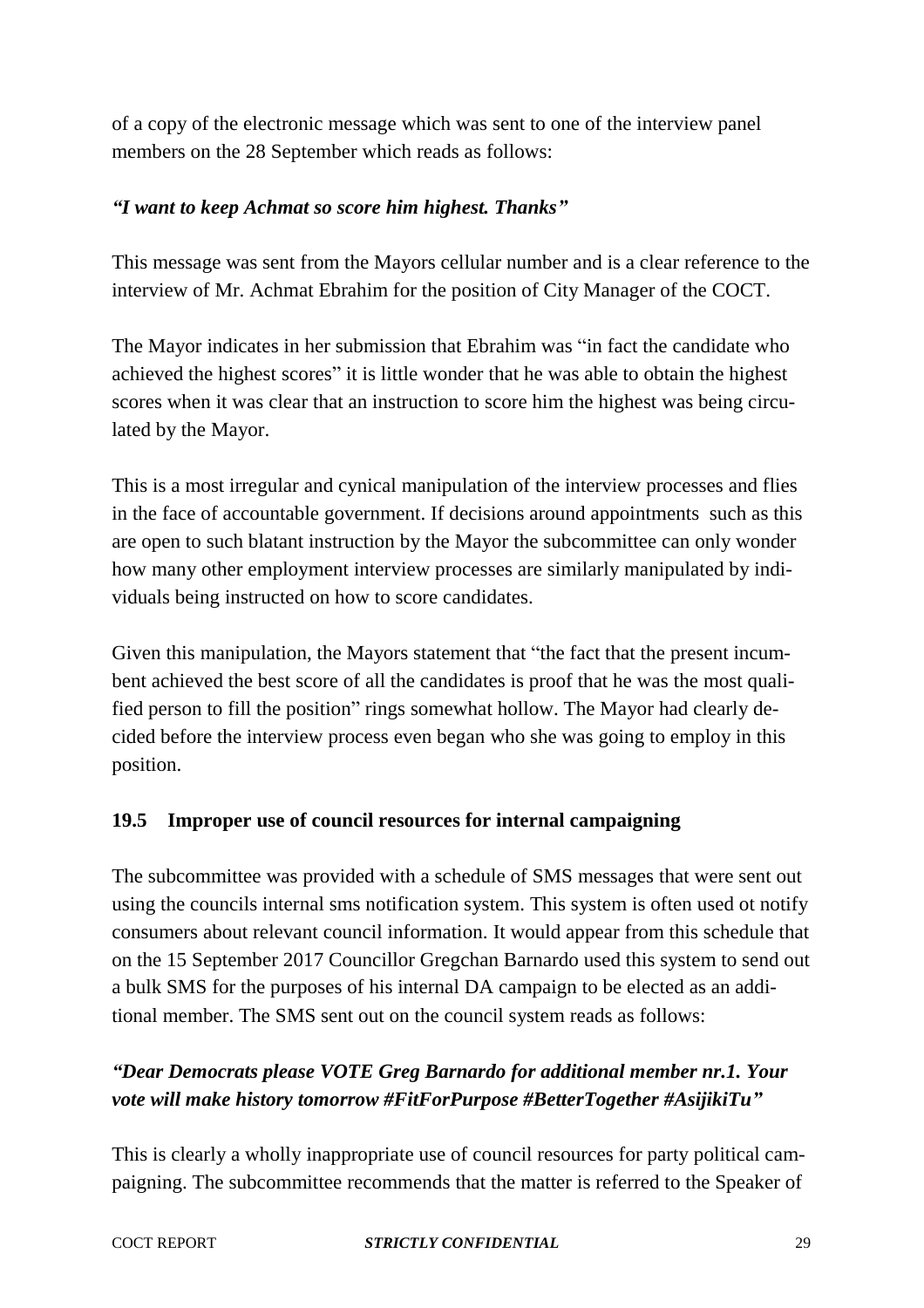of a copy of the electronic message which was sent to one of the interview panel members on the 28 September which reads as follows:

***"I want to keep Achmat so score him highest. Thanks"***

This message was sent from the Mayors cellular number and is a clear reference to the interview of Mr. Achmat Ebrahim for the position of City Manager of the COCT.

The Mayor indicates in her submission that Ebrahim was "in fact the candidate who achieved the highest scores" it is little wonder that he was able to obtain the highest scores when it was clear that an instruction to score him the highest was being circulated by the Mayor.

This is a most irregular and cynical manipulation of the interview processes and flies in the face of accountable government. If decisions around appointments such as this are open to such blatant instruction by the Mayor the subcommittee can only wonder how many other employment interview processes are similarly manipulated by individuals being instructed on how to score candidates.

Given this manipulation, the Mayors statement that "the fact that the present incumbent achieved the best score of all the candidates is proof that he was the most qualified person to fill the position" rings somewhat hollow. The Mayor had clearly decided before the interview process even began who she was going to employ in this position.

### 19.5 Improper use of council resources for internal campaigning

The subcommittee was provided with a schedule of SMS messages that were sent out using the councils internal sms notification system. This system is often used ot notify consumers about relevant council information. It would appear from this schedule that on the 15 September 2017 Councillor Gregchan Barnardo used this system to send out a bulk SMS for the purposes of his internal DA campaign to be elected as an additional member. The SMS sent out on the council system reads as follows:

***"Dear Democrats please VOTE Greg Barnardo for additional member nr.1. Your vote will make history tomorrow #FitForPurpose #BetterTogether #AsijikiTu"***

This is clearly a wholly inappropriate use of council resources for party political campaigning. The subcommittee recommends that the matter is referred to the Speaker of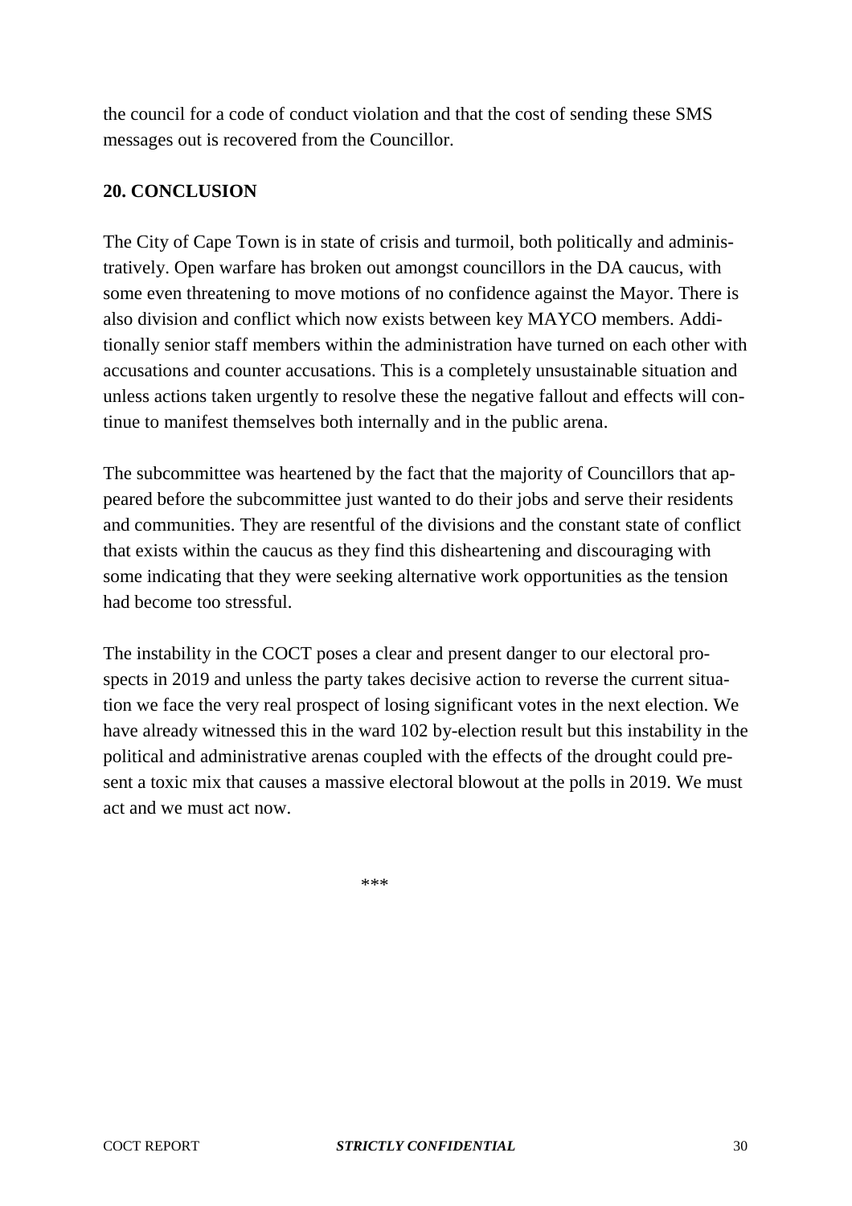the council for a code of conduct violation and that the cost of sending these SMS messages out is recovered from the Councillor.

## 20. CONCLUSION

The City of Cape Town is in state of crisis and turmoil, both politically and administratively. Open warfare has broken out amongst councillors in the DA caucus, with some even threatening to move motions of no confidence against the Mayor. There is also division and conflict which now exists between key MAYCO members. Additionally senior staff members within the administration have turned on each other with accusations and counter accusations. This is a completely unsustainable situation and unless actions taken urgently to resolve these the negative fallout and effects will continue to manifest themselves both internally and in the public arena.

The subcommittee was heartened by the fact that the majority of Councillors that appeared before the subcommittee just wanted to do their jobs and serve their residents and communities. They are resentful of the divisions and the constant state of conflict that exists within the caucus as they find this disheartening and discouraging with some indicating that they were seeking alternative work opportunities as the tension had become too stressful.

The instability in the COCT poses a clear and present danger to our electoral prospects in 2019 and unless the party takes decisive action to reverse the current situation we face the very real prospect of losing significant votes in the next election. We have already witnessed this in the ward 102 by-election result but this instability in the political and administrative arenas coupled with the effects of the drought could present a toxic mix that causes a massive electoral blowout at the polls in 2019. We must act and we must act now.

***